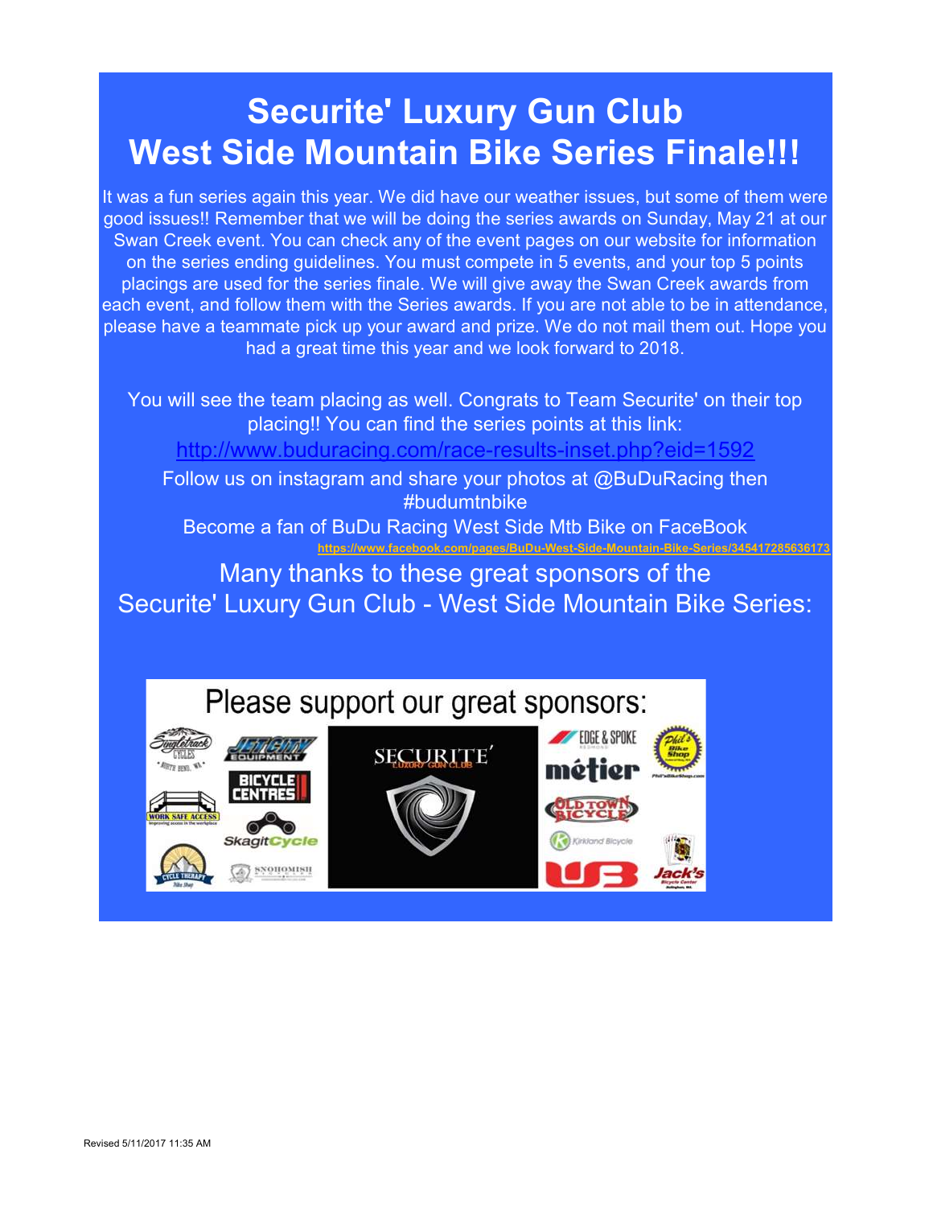# Securite' Luxury Gun Club
# West Side Mountain Bike Series Finale!!!

It was a fun series again this year. We did have our weather issues, but some of them were good issues!! Remember that we will be doing the series awards on Sunday, May 21 at our Swan Creek event. You can check any of the event pages on our website for information on the series ending guidelines. You must compete in 5 events, and your top 5 points placings are used for the series finale. We will give away the Swan Creek awards from each event, and follow them with the Series awards. If you are not able to be in attendance, please have a teammate pick up your award and prize. We do not mail them out. Hope you had a great time this year and we look forward to 2018.

You will see the team placing as well. Congrats to Team Securite' on their top placing!! You can find the series points at this link:

http://www.buduracing.com/race-results-inset.php?eid=1592

Follow us on instagram and share your photos at @BuDuRacing then #budumtnbike

Become a fan of BuDu Racing West Side Mtb Bike on FaceBook

https://www.facebook.com/pages/BuDu-West-Side-Mountain-Bike-Series/345417285636173

Many thanks to these great sponsors of the Securite' Luxury Gun Club - West Side Mountain Bike Series:

Please support our great sponsors:

Revised 5/11/2017 11:35 AM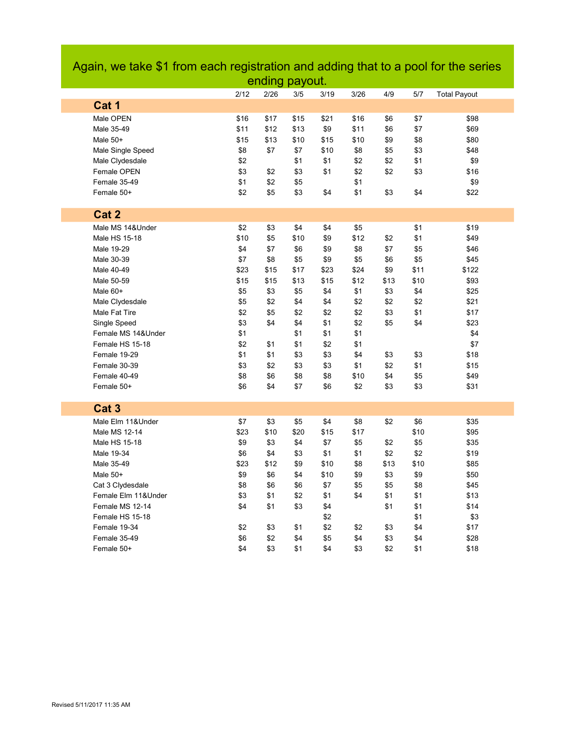# Again, we take $1 from each registration and adding that to a pool for the series ending payout.

| | 2/12 | 2/26 | 3/5 | 3/19 | 3/26 | 4/9 | 5/7 | Total Payout |
|---|---|---|---|---|---|---|---|---|
| **Cat 1** | | | | | | | | |
| Male OPEN | $16 | $17 | $15 | $21 | $16 | $6 | $7 | $98 |
| Male 35-49 | $11 | $12 | $13 | $9 | $11 | $6 | $7 | $69 |
| Male 50+ | $15 | $13 | $10 | $15 | $10 | $9 | $8 | $80 |
| Male Single Speed | $8 | $7 | $7 | $10 | $8 | $5 | $3 | $48 |
| Male Clydesdale | $2 | | $1 | $1 | $2 | $2 | $1 | $9 |
| Female OPEN | $3 | $2 | $3 | $1 | $2 | $2 | $3 | $16 |
| Female 35-49 | $1 | $2 | $5 | | $1 | | | $9 |
| Female 50+ | $2 | $5 | $3 | $4 | $1 | $3 | $4 | $22 |
| **Cat 2** | | | | | | | | |
| Male MS 14&Under | $2 | $3 | $4 | $4 | $5 | | $1 | $19 |
| Male HS 15-18 | $10 | $5 | $10 | $9 | $12 | $2 | $1 | $49 |
| Male 19-29 | $4 | $7 | $6 | $9 | $8 | $7 | $5 | $46 |
| Male 30-39 | $7 | $8 | $5 | $9 | $5 | $6 | $5 | $45 |
| Male 40-49 | $23 | $15 | $17 | $23 | $24 | $9 | $11 | $122 |
| Male 50-59 | $15 | $15 | $13 | $15 | $12 | $13 | $10 | $93 |
| Male 60+ | $5 | $3 | $5 | $4 | $1 | $3 | $4 | $25 |
| Male Clydesdale | $5 | $2 | $4 | $4 | $2 | $2 | $2 | $21 |
| Male Fat Tire | $2 | $5 | $2 | $2 | $2 | $3 | $1 | $17 |
| Single Speed | $3 | $4 | $4 | $1 | $2 | $5 | $4 | $23 |
| Female MS 14&Under | $1 | | $1 | $1 | $1 | | | $4 |
| Female HS 15-18 | $2 | $1 | $1 | $2 | $1 | | | $7 |
| Female 19-29 | $1 | $1 | $3 | $3 | $4 | $3 | $3 | $18 |
| Female 30-39 | $3 | $2 | $3 | $3 | $1 | $2 | $1 | $15 |
| Female 40-49 | $8 | $6 | $8 | $8 | $10 | $4 | $5 | $49 |
| Female 50+ | $6 | $4 | $7 | $6 | $2 | $3 | $3 | $31 |
| **Cat 3** | | | | | | | | |
| Male Elm 11&Under | $7 | $3 | $5 | $4 | $8 | $2 | $6 | $35 |
| Male MS 12-14 | $23 | $10 | $20 | $15 | $17 | | $10 | $95 |
| Male HS 15-18 | $9 | $3 | $4 | $7 | $5 | $2 | $5 | $35 |
| Male 19-34 | $6 | $4 | $3 | $1 | $1 | $2 | $2 | $19 |
| Male 35-49 | $23 | $12 | $9 | $10 | $8 | $13 | $10 | $85 |
| Male 50+ | $9 | $6 | $4 | $10 | $9 | $3 | $9 | $50 |
| Cat 3 Clydesdale | $8 | $6 | $6 | $7 | $5 | $5 | $8 | $45 |
| Female Elm 11&Under | $3 | $1 | $2 | $1 | $4 | $1 | $1 | $13 |
| Female MS 12-14 | $4 | $1 | $3 | $4 | | $1 | $1 | $14 |
| Female HS 15-18 | | | | $2 | | | $1 | $3 |
| Female 19-34 | $2 | $3 | $1 | $2 | $2 | $3 | $4 | $17 |
| Female 35-49 | $6 | $2 | $4 | $5 | $4 | $3 | $4 | $28 |
| Female 50+ | $4 | $3 | $1 | $4 | $3 | $2 | $1 | $18 |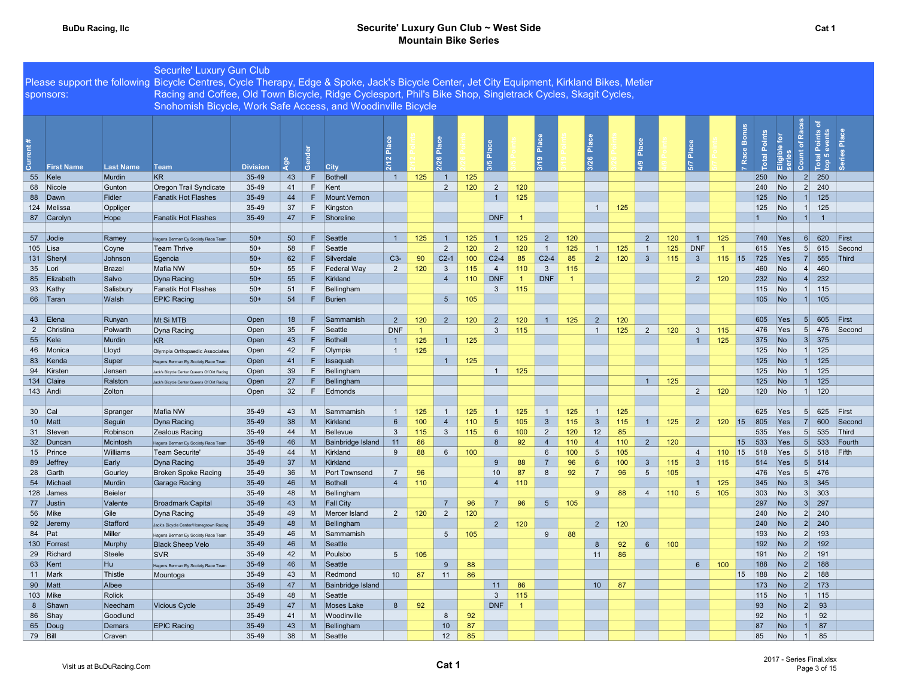BuDu Racing, llc

# Securite' Luxury Gun Club ~ West Side Mountain Bike Series

Cat 1

Please support the following sponsors: Securite' Luxury Gun Club Bicycle Centres, Cycle Therapy, Edge & Spoke, Jack's Bicycle Center, Jet City Equipment, Kirkland Bikes, Metier Racing and Coffee, Old Town Bicycle, Ridge Cyclesport, Phil's Bike Shop, Singletrack Cycles, Skagit Cycles, Snohomish Bicycle, Work Safe Access, and Woodinville Bicycle

| Current # | First Name | Last Name | Team | Division | Age | Gender | City | 2/12 Place | 2/12 Points | 2/26 Place | 2/26 Points | 3/5 Place | 3/5 Points | 3/19 Place | 3/19 Points | 3/26 Place | 3/26 Points | 4/9 Place | 4/9 Points | 5/7 Place | 5/7 Points | 7 Race Bonus | Total Points | Eligible for series | Count of Races | Total Points of top 5 events | Series Place |
|---|---|---|---|---|---|---|---|---|---|---|---|---|---|---|---|---|---|---|---|---|---|---|---|---|---|---|---|
| 55 | Kele | Murdin | KR | 35-49 | 43 | F | Bothell | 1 | 125 | 1 | 125 | | | | | | | | | | | | 250 | No | 2 | 250 | |
| 68 | Nicole | Gunton | Oregon Trail Syndicate | 35-49 | 41 | F | Kent | | | 2 | 120 | 2 | 120 | | | | | | | | | | 240 | No | 2 | 240 | |
| 88 | Dawn | Fidler | Fanatik Hot Flashes | 35-49 | 44 | F | Mount Vernon | | | | | 1 | 125 | | | | | | | | | | 125 | No | 1 | 125 | |
| 124 | Melissa | Oppliger | | 35-49 | 37 | F | Kingston | | | | | | | | | 1 | 125 | | | | | | 125 | No | 1 | 125 | |
| 87 | Carolyn | Hope | Fanatik Hot Flashes | 35-49 | 47 | F | Shoreline | | | | | DNF | 1 | | | | | | | | | | 1 | No | 1 | 1 | |
| | | | | | | | | | | | | | | | | | | | | | | | | | | | |
| 57 | Jodie | Ramey | Hagens Berman Ey Society Race Team | 50+ | 50 | F | Seattle | 1 | 125 | 1 | 125 | 1 | 125 | 2 | 120 | | | 2 | 120 | 1 | 125 | | 740 | Yes | 6 | 620 | First |
| 105 | Lisa | Coyne | Team Thrive | 50+ | 58 | F | Seattle | | | 2 | 120 | 2 | 120 | 1 | 125 | 1 | 125 | 1 | 125 | DNF | 1 | | 615 | Yes | 5 | 615 | Second |
| 131 | Sheryl | Johnson | Egencia | 50+ | 62 | F | Silverdale | C3- | 90 | C2-1 | 100 | C2-4 | 85 | C2-4 | 85 | 2 | 120 | 3 | 115 | 3 | 115 | 15 | 725 | Yes | 7 | 555 | Third |
| 35 | Lori | Brazel | Mafia NW | 50+ | 55 | F | Federal Way | 2 | 120 | 3 | 115 | 4 | 110 | 3 | 115 | | | | | | | | 460 | No | 4 | 460 | |
| 85 | Elizabeth | Salvo | Dyna Racing | 50+ | 55 | F | Kirkland | | | 4 | 110 | DNF | 1 | DNF | 1 | | | | | 2 | 120 | | 232 | No | 4 | 232 | |
| 93 | Kathy | Salisbury | Fanatik Hot Flashes | 50+ | 51 | F | Bellingham | | | | | 3 | 115 | | | | | | | | | | 115 | No | 1 | 115 | |
| 66 | Taran | Walsh | EPIC Racing | 50+ | 54 | F | Burien | | | 5 | 105 | | | | | | | | | | | | 105 | No | 1 | 105 | |
| | | | | | | | | | | | | | | | | | | | | | | | | | | | |
| 43 | Elena | Runyan | Mt Si MTB | Open | 18 | F | Sammamish | 2 | 120 | 2 | 120 | 2 | 120 | 1 | 125 | 2 | 120 | | | | | | 605 | Yes | 5 | 605 | First |
| 2 | Christina | Polwarth | Dyna Racing | Open | 35 | F | Seattle | DNF | 1 | | | 3 | 115 | | | 1 | 125 | 2 | 120 | 3 | 115 | | 476 | Yes | 5 | 476 | Second |
| 55 | Kele | Murdin | KR | Open | 43 | F | Bothell | 1 | 125 | 1 | 125 | | | | | | | | | 1 | 125 | | 375 | No | 3 | 375 | |
| 46 | Monica | Lloyd | Olympia Orthopaedic Associates | Open | 42 | F | Olympia | 1 | 125 | | | | | | | | | | | | | | 125 | No | 1 | 125 | |
| 83 | Kenda | Super | Hagens Berman Ey Society Race Team | Open | 41 | F | Issaquah | | | 1 | 125 | | | | | | | | | | | | 125 | No | 1 | 125 | |
| 94 | Kirsten | Jensen | Jack's Bicycle Center Queens Of Dirt Racing | Open | 39 | F | Bellingham | | | | | 1 | 125 | | | | | | | | | | 125 | No | 1 | 125 | |
| 134 | Claire | Ralston | Jack's Bicycle Center Queens Of Dirt Racing | Open | 27 | F | Bellingham | | | | | | | | | | | 1 | 125 | | | | 125 | No | 1 | 125 | |
| 143 | Andi | Zolton | | Open | 32 | F | Edmonds | | | | | | | | | | | | | 2 | 120 | | 120 | No | 1 | 120 | |
| | | | | | | | | | | | | | | | | | | | | | | | | | | | |
| 30 | Cal | Spranger | Mafia NW | 35-49 | 43 | M | Sammamish | 1 | 125 | 1 | 125 | 1 | 125 | 1 | 125 | 1 | 125 | | | | | | 625 | Yes | 5 | 625 | First |
| 10 | Matt | Seguin | Dyna Racing | 35-49 | 38 | M | Kirkland | 6 | 100 | 4 | 110 | 5 | 105 | 3 | 115 | 3 | 115 | 1 | 125 | 2 | 120 | 15 | 805 | Yes | 7 | 600 | Second |
| 31 | Steven | Robinson | Zealous Racing | 35-49 | 44 | M | Bellevue | 3 | 115 | 3 | 115 | 6 | 100 | 2 | 120 | 12 | 85 | | | | | | 535 | Yes | 5 | 535 | Third |
| 32 | Duncan | Mcintosh | Hagens Berman Ey Society Race Team | 35-49 | 46 | M | Bainbridge Island | 11 | 86 | | | 8 | 92 | 4 | 110 | 4 | 110 | 2 | 120 | | | 15 | 533 | Yes | 5 | 533 | Fourth |
| 15 | Prince | Williams | Team Securite' | 35-49 | 44 | M | Kirkland | 9 | 88 | 6 | 100 | | | 6 | 100 | 5 | 105 | | | 4 | 110 | 15 | 518 | Yes | 5 | 518 | Fifth |
| 89 | Jeffrey | Early | Dyna Racing | 35-49 | 37 | M | Kirkland | | | | | 9 | 88 | 7 | 96 | 6 | 100 | 3 | 115 | 3 | 115 | | 514 | Yes | 5 | 514 | |
| 28 | Garth | Gourley | Broken Spoke Racing | 35-49 | 36 | M | Port Townsend | 7 | 96 | | | 10 | 87 | 8 | 92 | 7 | 96 | 5 | 105 | | | | 476 | Yes | 5 | 476 | |
| 54 | Michael | Murdin | Garage Racing | 35-49 | 46 | M | Bothell | 4 | 110 | | | 4 | 110 | | | | | | | 1 | 125 | | 345 | No | 3 | 345 | |
| 128 | James | Beieler | | 35-49 | 48 | M | Bellingham | | | | | | | | | 9 | 88 | 4 | 110 | 5 | 105 | | 303 | No | 3 | 303 | |
| 77 | Justin | Valente | Broadmark Capital | 35-49 | 43 | M | Fall City | | | 7 | 96 | 7 | 96 | 5 | 105 | | | | | | | | 297 | No | 3 | 297 | |
| 56 | Mike | Gile | Dyna Racing | 35-49 | 49 | M | Mercer Island | 2 | 120 | 2 | 120 | | | | | | | | | | | | 240 | No | 2 | 240 | |
| 92 | Jeremy | Stafford | Jack's Bicycle Center/Homegrown Racing | 35-49 | 48 | M | Bellingham | | | | | 2 | 120 | | | 2 | 120 | | | | | | 240 | No | 2 | 240 | |
| 84 | Pat | Miller | Hagens Berman Ey Society Race Team | 35-49 | 46 | M | Sammamish | | | 5 | 105 | | | 9 | 88 | | | | | | | | 193 | No | 2 | 193 | |
| 130 | Forrest | Murphy | Black Sheep Velo | 35-49 | 46 | M | Seattle | | | | | | | | | 8 | 92 | 6 | 100 | | | | 192 | No | 2 | 192 | |
| 29 | Richard | Steele | SVR | 35-49 | 42 | M | Poulsbo | 5 | 105 | | | | | | | 11 | 86 | | | | | | 191 | No | 2 | 191 | |
| 63 | Kent | Hu | Hagens Berman Ey Society Race Team | 35-49 | 46 | M | Seattle | | | 9 | 88 | | | | | | | | | 6 | 100 | | 188 | No | 2 | 188 | |
| 11 | Mark | Thistle | Mountoga | 35-49 | 43 | M | Redmond | 10 | 87 | 11 | 86 | | | | | | | | | | | 15 | 188 | No | 2 | 188 | |
| 90 | Matt | Albee | | 35-49 | 47 | M | Bainbridge Island | | | | | 11 | 86 | | | 10 | 87 | | | | | | 173 | No | 2 | 173 | |
| 103 | Mike | Rolick | | 35-49 | 48 | M | Seattle | | | | | 3 | 115 | | | | | | | | | | 115 | No | 1 | 115 | |
| 8 | Shawn | Needham | Vicious Cycle | 35-49 | 47 | M | Moses Lake | 8 | 92 | | | DNF | 1 | | | | | | | | | | 93 | No | 2 | 93 | |
| 86 | Shay | Goodlund | | 35-49 | 41 | M | Woodinville | | | 8 | 92 | | | | | | | | | | | | 92 | No | 1 | 92 | |
| 65 | Doug | Demars | EPIC Racing | 35-49 | 43 | M | Bellingham | | | 10 | 87 | | | | | | | | | | | | 87 | No | 1 | 87 | |
| 79 | Bill | Craven | | 35-49 | 38 | M | Seattle | | | 12 | 85 | | | | | | | | | | | | 85 | No | 1 | 85 | |

Visit us at BuDuRacing.Com

Cat 1

2017 - Series Final.xlsx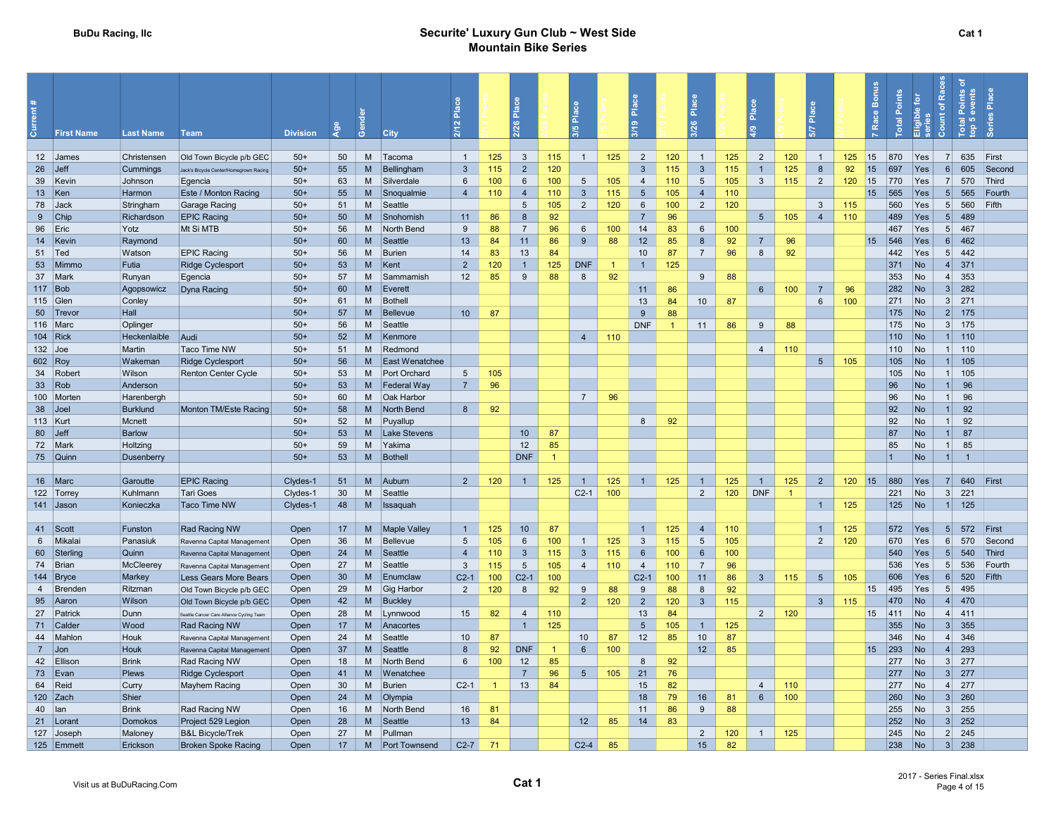BuDu Racing, llc

# Securite' Luxury Gun Club ~ West Side Mountain Bike Series

Cat 1

| Current # | First Name | Last Name | Team | Division | Age | Gender | City | 2/12 Place | 2/12 Points | 2/26 Place | 2/26 Points | 3/5 Place | 3/5 Points | 3/19 Place | 3/19 Points | 3/26 Place | 3/26 Points | 4/9 Place | 4/9 Points | 5/7 Place | 5/7 Points | 7 Race Bonus | Total Points | Eligible for series | Count of Races | Total Points of top 5 events | Series Place |
|---|---|---|---|---|---|---|---|---|---|---|---|---|---|---|---|---|---|---|---|---|---|---|---|---|---|---|---|
| 12 | James | Christensen | Old Town Bicycle p/b GEC | 50+ | 50 | M | Tacoma | 1 | 125 | 3 | 115 | 1 | 125 | 2 | 120 | 1 | 125 | 2 | 120 | 1 | 125 | 15 | 870 | Yes | 7 | 635 | First |
| 26 | Jeff | Cummings | Jack's Bicycle Center/Homegrown Racing | 50+ | 55 | M | Bellingham | 3 | 115 | 2 | 120 | | | 3 | 115 | 3 | 115 | 1 | 125 | 8 | 92 | 15 | 697 | Yes | 6 | 605 | Second |
| 39 | Kevin | Johnson | Egencia | 50+ | 63 | M | Silverdale | 6 | 100 | 6 | 100 | 5 | 105 | 4 | 110 | 5 | 105 | 3 | 115 | 2 | 120 | 15 | 770 | Yes | 7 | 570 | Third |
| 13 | Ken | Harmon | Este / Monton Racing | 50+ | 55 | M | Snoqualmie | 4 | 110 | 4 | 110 | 3 | 115 | 5 | 105 | 4 | 110 | | | | | 15 | 565 | Yes | 5 | 565 | Fourth |
| 78 | Jack | Stringham | Garage Racing | 50+ | 51 | M | Seattle | | | 5 | 105 | 2 | 120 | 6 | 100 | 2 | 120 | | | 3 | 115 | | 560 | Yes | 5 | 560 | Fifth |
| 9 | Chip | Richardson | EPIC Racing | 50+ | 50 | M | Snohomish | 11 | 86 | 8 | 92 | | | 7 | 96 | | | 5 | 105 | 4 | 110 | | 489 | Yes | 5 | 489 | |
| 96 | Eric | Yotz | Mt Si MTB | 50+ | 56 | M | North Bend | 9 | 88 | 7 | 96 | 6 | 100 | 14 | 83 | 6 | 100 | | | | | | 467 | Yes | 5 | 467 | |
| 14 | Kevin | Raymond | | 50+ | 60 | M | Seattle | 13 | 84 | 11 | 86 | 9 | 88 | 12 | 85 | 8 | 92 | 7 | 96 | | | 15 | 546 | Yes | 6 | 462 | |
| 51 | Ted | Watson | EPIC Racing | 50+ | 56 | M | Burien | 14 | 83 | 13 | 84 | | | 10 | 87 | 7 | 96 | 8 | 92 | | | | 442 | Yes | 5 | 442 | |
| 53 | Mimmo | Futia | Ridge Cyclesport | 50+ | 53 | M | Kent | 2 | 120 | 1 | 125 | DNF | 1 | 1 | 125 | | | | | | | | 371 | No | 4 | 371 | |
| 37 | Mark | Runyan | Egencia | 50+ | 57 | M | Sammamish | 12 | 85 | 9 | 88 | 8 | 92 | | | 9 | 88 | | | | | | 353 | No | 4 | 353 | |
| 117 | Bob | Agopsowicz | Dyna Racing | 50+ | 60 | M | Everett | | | | | | | 11 | 86 | | | 6 | 100 | 7 | 96 | | 282 | No | 3 | 282 | |
| 115 | Glen | Conley | | 50+ | 61 | M | Bothell | | | | | | | 13 | 84 | 10 | 87 | | | 6 | 100 | | 271 | No | 3 | 271 | |
| 50 | Trevor | Hall | | 50+ | 57 | M | Bellevue | 10 | 87 | | | | | 9 | 88 | | | | | | | | 175 | No | 2 | 175 | |
| 116 | Marc | Oplinger | | 50+ | 56 | M | Seattle | | | | | | | DNF | 1 | 11 | 86 | 9 | 88 | | | | 175 | No | 3 | 175 | |
| 104 | Rick | Heckenlaible | Audi | 50+ | 52 | M | Kenmore | | | | | 4 | 110 | | | | | | | | | | 110 | No | 1 | 110 | |
| 132 | Joe | Martin | Taco Time NW | 50+ | 51 | M | Redmond | | | | | | | | | | | 4 | 110 | | | | 110 | No | 1 | 110 | |
| 602 | Roy | Wakeman | Ridge Cyclesport | 50+ | 56 | M | East Wenatchee | | | | | | | | | | | | | 5 | 105 | | 105 | No | 1 | 105 | |
| 34 | Robert | Wilson | Renton Center Cycle | 50+ | 53 | M | Port Orchard | 5 | 105 | | | | | | | | | | | | | | 105 | No | 1 | 105 | |
| 33 | Rob | Anderson | | 50+ | 53 | M | Federal Way | 7 | 96 | | | | | | | | | | | | | | 96 | No | 1 | 96 | |
| 100 | Morten | Harenbergh | | 50+ | 60 | M | Oak Harbor | | | | | 7 | 96 | | | | | | | | | | 96 | No | 1 | 96 | |
| 38 | Joel | Burklund | Monton TM/Este Racing | 50+ | 58 | M | North Bend | 8 | 92 | | | | | | | | | | | | | | 92 | No | 1 | 92 | |
| 113 | Kurt | Mcnett | | 50+ | 52 | M | Puyallup | | | | | | | 8 | 92 | | | | | | | | 92 | No | 1 | 92 | |
| 80 | Jeff | Barlow | | 50+ | 53 | M | Lake Stevens | | | 10 | 87 | | | | | | | | | | | | 87 | No | 1 | 87 | |
| 72 | Mark | Holtzing | | 50+ | 59 | M | Yakima | | | 12 | 85 | | | | | | | | | | | | 85 | No | 1 | 85 | |
| 75 | Quinn | Dusenberry | | 50+ | 53 | M | Bothell | | | DNF | 1 | | | | | | | | | | | | 1 | No | 1 | 1 | |
| | | | | | | | | | | | | | | | | | | | | | | | | | | | |
| 16 | Marc | Garoutte | EPIC Racing | Clydes-1 | 51 | M | Auburn | 2 | 120 | 1 | 125 | 1 | 125 | 1 | 125 | 1 | 125 | 1 | 125 | 2 | 120 | 15 | 880 | Yes | 7 | 640 | First |
| 122 | Torrey | Kuhlmann | Tari Goes | Clydes-1 | 30 | M | Seattle | | | | | C2-1 | 100 | | | 2 | 120 | DNF | 1 | | | | 221 | No | 3 | 221 | |
| 141 | Jason | Konieczka | Taco Time NW | Clydes-1 | 48 | M | Issaquah | | | | | | | | | | | | | 1 | 125 | | 125 | No | 1 | 125 | |
| | | | | | | | | | | | | | | | | | | | | | | | | | | | |
| 41 | Scott | Funston | Rad Racing NW | Open | 17 | M | Maple Valley | 1 | 125 | 10 | 87 | | | 1 | 125 | 4 | 110 | | | 1 | 125 | | 572 | Yes | 5 | 572 | First |
| 6 | Mikalai | Panasiuk | Ravenna Capital Management | Open | 36 | M | Bellevue | 5 | 105 | 6 | 100 | 1 | 125 | 3 | 115 | 5 | 105 | | | 2 | 120 | | 670 | Yes | 6 | 570 | Second |
| 60 | Sterling | Quinn | Ravenna Capital Management | Open | 24 | M | Seattle | 4 | 110 | 3 | 115 | 3 | 115 | 6 | 100 | 6 | 100 | | | | | | 540 | Yes | 5 | 540 | Third |
| 74 | Brian | McCleerey | Ravenna Capital Management | Open | 27 | M | Seattle | 3 | 115 | 5 | 105 | 4 | 110 | 4 | 110 | 7 | 96 | | | | | | 536 | Yes | 5 | 536 | Fourth |
| 144 | Bryce | Markey | Less Gears More Bears | Open | 30 | M | Enumclaw | C2-1 | 100 | C2-1 | 100 | | | C2-1 | 100 | 11 | 86 | 3 | 115 | 5 | 105 | | 606 | Yes | 6 | 520 | Fifth |
| 4 | Brenden | Ritzman | Old Town Bicycle p/b GEC | Open | 29 | M | Gig Harbor | 2 | 120 | 8 | 92 | 9 | 88 | 9 | 88 | 8 | 92 | | | | | 15 | 495 | Yes | 5 | 495 | |
| 95 | Aaron | Wilson | Old Town Bicycle p/b GEC | Open | 42 | M | Buckley | | | | | 2 | 120 | 2 | 120 | 3 | 115 | | | 3 | 115 | | 470 | No | 4 | 470 | |
| 27 | Patrick | Dunn | Seattle Cancer Care Alliance Cycling Team | Open | 28 | M | Lynnwood | 15 | 82 | 4 | 110 | | | 13 | 84 | | | 2 | 120 | | | 15 | 411 | No | 4 | 411 | |
| 71 | Calder | Wood | Rad Racing NW | Open | 17 | M | Anacortes | | | 1 | 125 | | | 5 | 105 | 1 | 125 | | | | | | 355 | No | 3 | 355 | |
| 44 | Mahlon | Houk | Ravenna Capital Management | Open | 24 | M | Seattle | 10 | 87 | | | 10 | 87 | 12 | 85 | 10 | 87 | | | | | | 346 | No | 4 | 346 | |
| 7 | Jon | Houk | Ravenna Capital Management | Open | 37 | M | Seattle | 8 | 92 | DNF | 1 | 6 | 100 | | | 12 | 85 | | | | | 15 | 293 | No | 4 | 293 | |
| 42 | Ellison | Brink | Rad Racing NW | Open | 18 | M | North Bend | 6 | 100 | 12 | 85 | | | 8 | 92 | | | | | | | | 277 | No | 3 | 277 | |
| 73 | Evan | Plews | Ridge Cyclesport | Open | 41 | M | Wenatchee | | | 7 | 96 | 5 | 105 | 21 | 76 | | | | | | | | 277 | No | 3 | 277 | |
| 64 | Reid | Curry | Mayhem Racing | Open | 30 | M | Burien | C2-1 | 1 | 13 | 84 | | | 15 | 82 | | | 4 | 110 | | | | 277 | No | 4 | 277 | |
| 120 | Zach | Shier | | Open | 24 | M | Olympia | | | | | | | 18 | 79 | 16 | 81 | 6 | 100 | | | | 260 | No | 3 | 260 | |
| 40 | Ian | Brink | Rad Racing NW | Open | 16 | M | North Bend | 16 | 81 | | | | | 11 | 86 | 9 | 88 | | | | | | 255 | No | 3 | 255 | |
| 21 | Lorant | Domokos | Project 529 Legion | Open | 28 | M | Seattle | 13 | 84 | | | 12 | 85 | 14 | 83 | | | | | | | | 252 | No | 3 | 252 | |
| 127 | Joseph | Maloney | B&L Bicycle/Trek | Open | 27 | M | Pullman | | | | | | | | | 2 | 120 | 1 | 125 | | | | 245 | No | 2 | 245 | |
| 125 | Emmett | Erickson | Broken Spoke Racing | Open | 17 | M | Port Townsend | C2-7 | 71 | | | C2-4 | 85 | | | 15 | 82 | | | | | | 238 | No | 3 | 238 | |

Visit us at BuDuRacing.Com

Cat 1

2017 - Series Final.xlsx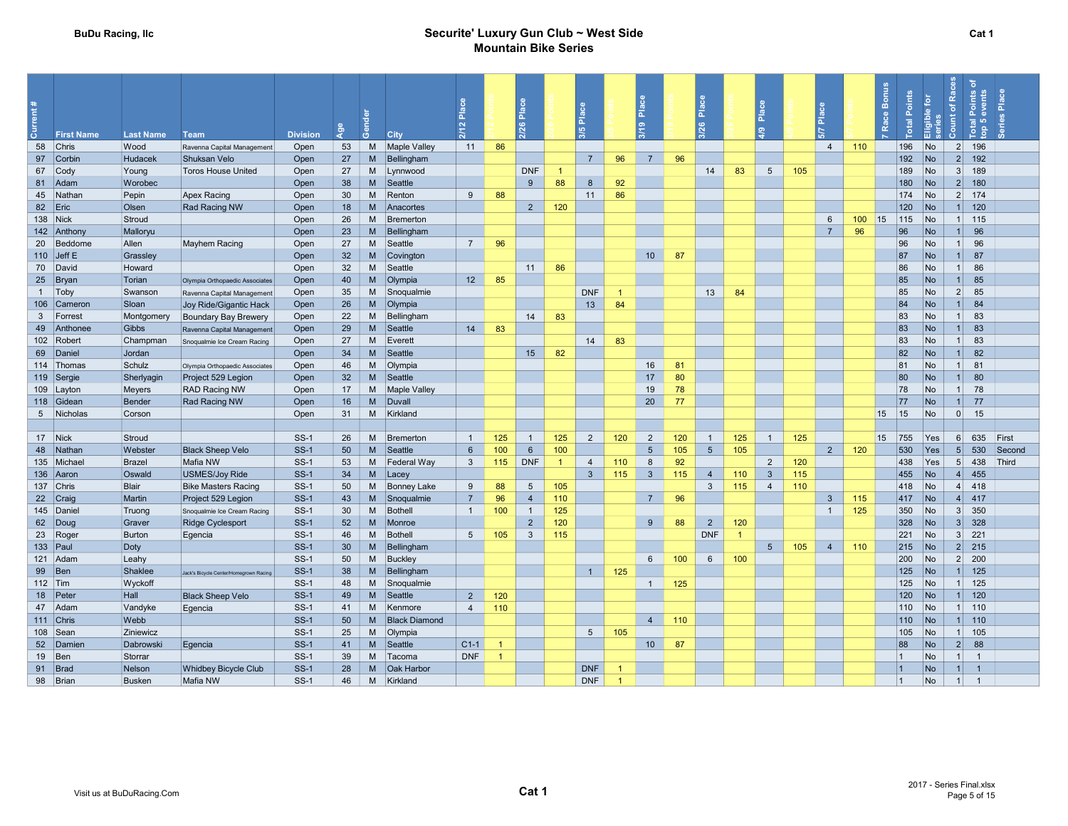**BuDu Racing, llc**

# Securite' Luxury Gun Club ~ West Side
## Mountain Bike Series

**Cat 1**

| Current # | First Name | Last Name | Team | Division | Age | Gender | City | 2/12 Place | 2/12 Points | 2/26 Place | 2/26 Points | 3/5 Place | 3/5 Points | 3/19 Place | 3/19 Points | 3/26 Place | 3/26 Points | 4/9 Place | 4/9 Points | 5/7 Place | 5/7 Points | 7 Race Bonus | Total Points | Eligible for series | Count of Races | Total Points of top 5 events | Series Place |
|---|---|---|---|---|---|---|---|---|---|---|---|---|---|---|---|---|---|---|---|---|---|---|---|---|---|---|---|
| 58 | Chris | Wood | Ravenna Capital Management | Open | 53 | M | Maple Valley | 11 | 86 | | | | | | | | | | | 4 | 110 | | 196 | No | 2 | 196 | |
| 97 | Corbin | Hudacek | Shuksan Velo | Open | 27 | M | Bellingham | | | | | 7 | 96 | 7 | 96 | | | | | | | | 192 | No | 2 | 192 | |
| 67 | Cody | Young | Toros House United | Open | 27 | M | Lynnwood | | | DNF | 1 | | | | | 14 | 83 | 5 | 105 | | | | 189 | No | 3 | 189 | |
| 81 | Adam | Worobec | | Open | 38 | M | Seattle | | | 9 | 88 | 8 | 92 | | | | | | | | | | 180 | No | 2 | 180 | |
| 45 | Nathan | Pepin | Apex Racing | Open | 30 | M | Renton | 9 | 88 | | | 11 | 86 | | | | | | | | | | 174 | No | 2 | 174 | |
| 82 | Eric | Olsen | Rad Racing NW | Open | 18 | M | Anacortes | | | 2 | 120 | | | | | | | | | | | | 120 | No | 1 | 120 | |
| 138 | Nick | Stroud | | Open | 26 | M | Bremerton | | | | | | | | | | | | | 6 | 100 | 15 | 115 | No | 1 | 115 | |
| 142 | Anthony | Malloryu | | Open | 23 | M | Bellingham | | | | | | | | | | | | | 7 | 96 | | 96 | No | 1 | 96 | |
| 20 | Beddome | Allen | Mayhem Racing | Open | 27 | M | Seattle | 7 | 96 | | | | | | | | | | | | | | 96 | No | 1 | 96 | |
| 110 | Jeff E | Grassley | | Open | 32 | M | Covington | | | | | | | 10 | 87 | | | | | | | | 87 | No | 1 | 87 | |
| 70 | David | Howard | | Open | 32 | M | Seattle | | | 11 | 86 | | | | | | | | | | | | 86 | No | 1 | 86 | |
| 25 | Bryan | Torian | Olympia Orthopaedic Associates | Open | 40 | M | Olympia | 12 | 85 | | | | | | | | | | | | | | 85 | No | 1 | 85 | |
| 1 | Toby | Swanson | Ravenna Capital Management | Open | 35 | M | Snoqualmie | | | | | DNF | 1 | | | 13 | 84 | | | | | | 85 | No | 2 | 85 | |
| 106 | Cameron | Sloan | Joy Ride/Gigantic Hack | Open | 26 | M | Olympia | | | | | 13 | 84 | | | | | | | | | | 84 | No | 1 | 84 | |
| 3 | Forrest | Montgomery | Boundary Bay Brewery | Open | 22 | M | Bellingham | | | 14 | 83 | | | | | | | | | | | | 83 | No | 1 | 83 | |
| 49 | Anthonee | Gibbs | Ravenna Capital Management | Open | 29 | M | Seattle | 14 | 83 | | | | | | | | | | | | | | 83 | No | 1 | 83 | |
| 102 | Robert | Champman | Snoqualmie Ice Cream Racing | Open | 27 | M | Everett | | | | | 14 | 83 | | | | | | | | | | 83 | No | 1 | 83 | |
| 69 | Daniel | Jordan | | Open | 34 | M | Seattle | | | 15 | 82 | | | | | | | | | | | | 82 | No | 1 | 82 | |
| 114 | Thomas | Schulz | Olympia Orthopaedic Associates | Open | 46 | M | Olympia | | | | | | | 16 | 81 | | | | | | | | 81 | No | 1 | 81 | |
| 119 | Sergie | Sherlyagin | Project 529 Legion | Open | 32 | M | Seattle | | | | | | | 17 | 80 | | | | | | | | 80 | No | 1 | 80 | |
| 109 | Layton | Meyers | RAD Racing NW | Open | 17 | M | Maple Valley | | | | | | | 19 | 78 | | | | | | | | 78 | No | 1 | 78 | |
| 118 | Gidean | Bender | Rad Racing NW | Open | 16 | M | Duvall | | | | | | | 20 | 77 | | | | | | | | 77 | No | 1 | 77 | |
| 5 | Nicholas | Corson | | Open | 31 | M | Kirkland | | | | | | | | | | | | | | | 15 | 15 | No | 0 | 15 | |
| | | | | | | | | | | | | | | | | | | | | | | | | | | | |
| 17 | Nick | Stroud | | SS-1 | 26 | M | Bremerton | 1 | 125 | 1 | 125 | 2 | 120 | 2 | 120 | 1 | 125 | 1 | 125 | | | 15 | 755 | Yes | 6 | 635 | First |
| 48 | Nathan | Webster | Black Sheep Velo | SS-1 | 50 | M | Seattle | 6 | 100 | 6 | 100 | | | 5 | 105 | 5 | 105 | | | 2 | 120 | | 530 | Yes | 5 | 530 | Second |
| 135 | Michael | Brazel | Mafia NW | SS-1 | 53 | M | Federal Way | 3 | 115 | DNF | 1 | 4 | 110 | 8 | 92 | | | 2 | 120 | | | | 438 | Yes | 5 | 438 | Third |
| 136 | Aaron | Oswald | USMES/Joy Ride | SS-1 | 34 | M | Lacey | | | | | 3 | 115 | 3 | 115 | 4 | 110 | 3 | 115 | | | | 455 | No | 4 | 455 | |
| 137 | Chris | Blair | Bike Masters Racing | SS-1 | 50 | M | Bonney Lake | 9 | 88 | 5 | 105 | | | | | 3 | 115 | 4 | 110 | | | | 418 | No | 4 | 418 | |
| 22 | Craig | Martin | Project 529 Legion | SS-1 | 43 | M | Snoqualmie | 7 | 96 | 4 | 110 | | | 7 | 96 | | | | | 3 | 115 | | 417 | No | 4 | 417 | |
| 145 | Daniel | Truong | Snoqualmie Ice Cream Racing | SS-1 | 30 | M | Bothell | 1 | 100 | 1 | 125 | | | | | | | | | 1 | 125 | | 350 | No | 3 | 350 | |
| 62 | Doug | Graver | Ridge Cyclesport | SS-1 | 52 | M | Monroe | | | 2 | 120 | | | 9 | 88 | 2 | 120 | | | | | | 328 | No | 3 | 328 | |
| 23 | Roger | Burton | Egencia | SS-1 | 46 | M | Bothell | 5 | 105 | 3 | 115 | | | | | DNF | 1 | | | | | | 221 | No | 3 | 221 | |
| 133 | Paul | Doty | | SS-1 | 30 | M | Bellingham | | | | | | | | | | | 5 | 105 | 4 | 110 | | 215 | No | 2 | 215 | |
| 121 | Adam | Leahy | | SS-1 | 50 | M | Buckley | | | | | | | 6 | 100 | 6 | 100 | | | | | | 200 | No | 2 | 200 | |
| 99 | Ben | Shaklee | Jack's Bicycle Center/Homegrown Racing | SS-1 | 38 | M | Bellingham | | | | | 1 | 125 | | | | | | | | | | 125 | No | 1 | 125 | |
| 112 | Tim | Wyckoff | | SS-1 | 48 | M | Snoqualmie | | | | | | | 1 | 125 | | | | | | | | 125 | No | 1 | 125 | |
| 18 | Peter | Hall | Black Sheep Velo | SS-1 | 49 | M | Seattle | 2 | 120 | | | | | | | | | | | | | | 120 | No | 1 | 120 | |
| 47 | Adam | Vandyke | Egencia | SS-1 | 41 | M | Kenmore | 4 | 110 | | | | | | | | | | | | | | 110 | No | 1 | 110 | |
| 111 | Chris | Webb | | SS-1 | 50 | M | Black Diamond | | | | | | | 4 | 110 | | | | | | | | 110 | No | 1 | 110 | |
| 108 | Sean | Ziniewicz | | SS-1 | 25 | M | Olympia | | | | | 5 | 105 | | | | | | | | | | 105 | No | 1 | 105 | |
| 52 | Damien | Dabrowski | Egencia | SS-1 | 41 | M | Seattle | C1-1 | 1 | | | | | 10 | 87 | | | | | | | | 88 | No | 2 | 88 | |
| 19 | Ben | Storrar | | SS-1 | 39 | M | Tacoma | DNF | 1 | | | | | | | | | | | | | | 1 | No | 1 | 1 | |
| 91 | Brad | Nelson | Whidbey Bicycle Club | SS-1 | 28 | M | Oak Harbor | | | | | DNF | 1 | | | | | | | | | | 1 | No | 1 | 1 | |
| 98 | Brian | Busken | Mafia NW | SS-1 | 46 | M | Kirkland | | | | | DNF | 1 | | | | | | | | | | 1 | No | 1 | 1 | |

Visit us at BuDuRacing.Com

**Cat 1**

2017 - Series Final.xlsx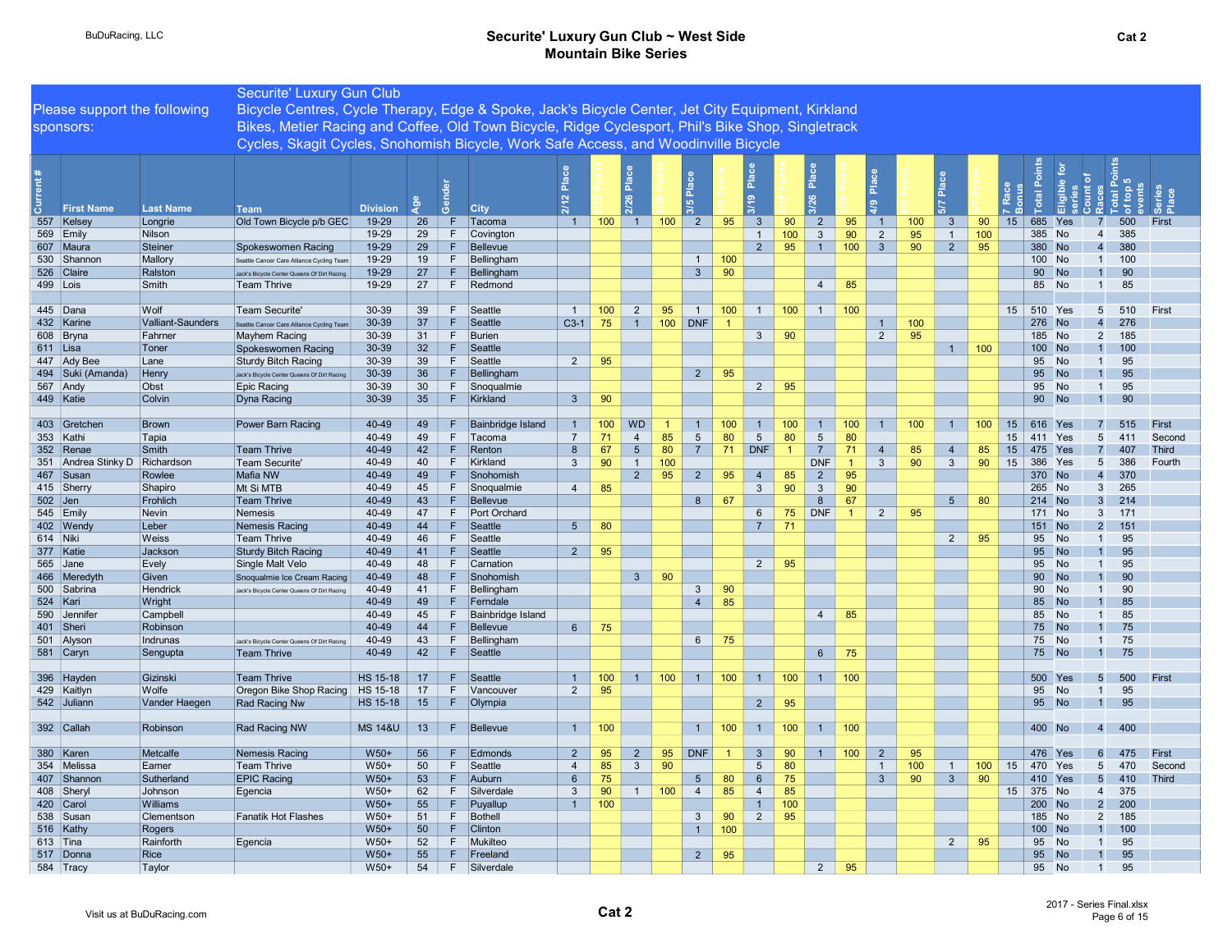# Securite' Luxury Gun Club ~ West Side Mountain Bike Series

Cat 2

Please support the following sponsors: Securite' Luxury Gun Club Bicycle Centres, Cycle Therapy, Edge & Spoke, Jack's Bicycle Center, Jet City Equipment, Kirkland Bikes, Metier Racing and Coffee, Old Town Bicycle, Ridge Cyclesport, Phil's Bike Shop, Singletrack Cycles, Skagit Cycles, Snohomish Bicycle, Work Safe Access, and Woodinville Bicycle

| Current # | First Name | Last Name | Team | Division | Age | Gender | City | 2/12 Place | 2/12 Points | 2/26 Place | 2/26 Points | 3/5 Place | 3/5 Points | 3/19 Place | 3/19 Points | 3/26 Place | 3/26 Points | 4/9 Place | 4/9 Points | 5/7 Place | 5/7 Points | 7 Race Bonus | Total Points | Eligible for series | Count of Races | Total Points of top 5 events | Series Place |
|---|---|---|---|---|---|---|---|---|---|---|---|---|---|---|---|---|---|---|---|---|---|---|---|---|---|---|---|
| 557 | Kelsey | Longrie | Old Town Bicycle p/b GEC | 19-29 | 26 | F | Tacoma | 1 | 100 | 1 | 100 | 2 | 95 | 3 | 90 | 2 | 95 | 1 | 100 | 3 | 90 | 15 | 685 | Yes | 7 | 500 | First |
| 569 | Emily | Nilson | | 19-29 | 29 | F | Covington | | | | | | | 1 | 100 | 3 | 90 | 2 | 95 | 1 | 100 | | 385 | No | 4 | 385 | |
| 607 | Maura | Steiner | Spokeswomen Racing | 19-29 | 29 | F | Bellevue | | | | | | | 2 | 95 | 1 | 100 | 3 | 90 | 2 | 95 | | 380 | No | 4 | 380 | |
| 530 | Shannon | Mallory | Seattle Cancer Care Alliance Cycling Team | 19-29 | 19 | F | Bellingham | | | | | 1 | 100 | | | | | | | | | | 100 | No | 1 | 100 | |
| 526 | Claire | Ralston | Jack's Bicycle Center Queens Of Dirt Racing | 19-29 | 27 | F | Bellingham | | | | | 3 | 90 | | | | | | | | | | 90 | No | 1 | 90 | |
| 499 | Lois | Smith | Team Thrive | 19-29 | 27 | F | Redmond | | | | | | | | | 4 | 85 | | | | | | 85 | No | 1 | 85 | |
| | | | | | | | | | | | | | | | | | | | | | | | | | | | |
| 445 | Dana | Wolf | Team Securite' | 30-39 | 39 | F | Seattle | 1 | 100 | 2 | 95 | 1 | 100 | 1 | 100 | 1 | 100 | | | | | 15 | 510 | Yes | 5 | 510 | First |
| 432 | Karine | Valliant-Saunders | Seattle Cancer Care Alliance Cycling Team | 30-39 | 37 | F | Seattle | C3-1 | 75 | 1 | 100 | DNF | 1 | | | | | 1 | 100 | | | | 276 | No | 4 | 276 | |
| 608 | Bryna | Fahrner | Mayhem Racing | 30-39 | 31 | F | Burien | | | | | | | 3 | 90 | | | 2 | 95 | | | | 185 | No | 2 | 185 | |
| 611 | Lisa | Toner | Spokeswomen Racing | 30-39 | 32 | F | Seattle | | | | | | | | | | | | | 1 | 100 | | 100 | No | 1 | 100 | |
| 447 | Ady Bee | Lane | Sturdy Bitch Racing | 30-39 | 39 | F | Seattle | 2 | 95 | | | | | | | | | | | | | | 95 | No | 1 | 95 | |
| 494 | Suki (Amanda) | Henry | Jack's Bicycle Center Queens Of Dirt Racing | 30-39 | 36 | F | Bellingham | | | | | 2 | 95 | | | | | | | | | | 95 | No | 1 | 95 | |
| 567 | Andy | Obst | Epic Racing | 30-39 | 30 | F | Snoqualmie | | | | | | | 2 | 95 | | | | | | | | 95 | No | 1 | 95 | |
| 449 | Katie | Colvin | Dyna Racing | 30-39 | 35 | F | Kirkland | 3 | 90 | | | | | | | | | | | | | | 90 | No | 1 | 90 | |
| | | | | | | | | | | | | | | | | | | | | | | | | | | | |
| 403 | Gretchen | Brown | Power Barn Racing | 40-49 | 49 | F | Bainbridge Island | 1 | 100 | WD | 1 | 1 | 100 | 1 | 100 | 1 | 100 | 1 | 100 | 1 | 100 | 15 | 616 | Yes | 7 | 515 | First |
| 353 | Kathi | Tapia | | 40-49 | 49 | F | Tacoma | 7 | 71 | 4 | 85 | 5 | 80 | 5 | 80 | 5 | 80 | | | | | 15 | 411 | Yes | 5 | 411 | Second |
| 352 | Renae | Smith | Team Thrive | 40-49 | 42 | F | Renton | 8 | 67 | 5 | 80 | 7 | 71 | DNF | 1 | 7 | 71 | 4 | 85 | 4 | 85 | 15 | 475 | Yes | 7 | 407 | Third |
| 351 | Andrea Stinky D | Richardson | Team Securite' | 40-49 | 40 | F | Kirkland | 3 | 90 | 1 | 100 | | | | | DNF | 1 | 3 | 90 | 3 | 90 | 15 | 386 | Yes | 5 | 386 | Fourth |
| 467 | Susan | Rowlee | Mafia NW | 40-49 | 49 | F | Snohomish | | | 2 | 95 | 2 | 95 | 4 | 85 | 2 | 95 | | | | | | 370 | No | 4 | 370 | |
| 415 | Sherry | Shapiro | Mt Si MTB | 40-49 | 45 | F | Snoqualmie | 4 | 85 | | | | | 3 | 90 | 3 | 90 | | | | | | 265 | No | 3 | 265 | |
| 502 | Jen | Frohlich | Team Thrive | 40-49 | 43 | F | Bellevue | | | | | 8 | 67 | | | 8 | 67 | | | 5 | 80 | | 214 | No | 3 | 214 | |
| 545 | Emily | Nevin | Nemesis | 40-49 | 47 | F | Port Orchard | | | | | | | 6 | 75 | DNF | 1 | 2 | 95 | | | | 171 | No | 3 | 171 | |
| 402 | Wendy | Leber | Nemesis Racing | 40-49 | 44 | F | Seattle | 5 | 80 | | | | | 7 | 71 | | | | | | | | 151 | No | 2 | 151 | |
| 614 | Niki | Weiss | Team Thrive | 40-49 | 46 | F | Seattle | | | | | | | | | | | | | 2 | 95 | | 95 | No | 1 | 95 | |
| 377 | Katie | Jackson | Sturdy Bitch Racing | 40-49 | 41 | F | Seattle | 2 | 95 | | | | | | | | | | | | | | 95 | No | 1 | 95 | |
| 565 | Jane | Evely | Single Malt Velo | 40-49 | 48 | F | Carnation | | | | | | | 2 | 95 | | | | | | | | 95 | No | 1 | 95 | |
| 466 | Meredyth | Given | Snoqualmie Ice Cream Racing | 40-49 | 48 | F | Snohomish | | | 3 | 90 | | | | | | | | | | | | 90 | No | 1 | 90 | |
| 500 | Sabrina | Hendrick | Jack's Bicycle Center Queens Of Dirt Racing | 40-49 | 41 | F | Bellingham | | | | | 3 | 90 | | | | | | | | | | 90 | No | 1 | 90 | |
| 524 | Kari | Wright | | 40-49 | 49 | F | Ferndale | | | | | 4 | 85 | | | | | | | | | | 85 | No | 1 | 85 | |
| 590 | Jennifer | Campbell | | 40-49 | 45 | F | Bainbridge Island | | | | | | | | | 4 | 85 | | | | | | 85 | No | 1 | 85 | |
| 401 | Sheri | Robinson | | 40-49 | 44 | F | Bellevue | 6 | 75 | | | | | | | | | | | | | | 75 | No | 1 | 75 | |
| 501 | Alyson | Indrunas | Jack's Bicycle Center Queens Of Dirt Racing | 40-49 | 43 | F | Bellingham | | | | | 6 | 75 | | | | | | | | | | 75 | No | 1 | 75 | |
| 581 | Caryn | Sengupta | Team Thrive | 40-49 | 42 | F | Seattle | | | | | | | | | 6 | 75 | | | | | | 75 | No | 1 | 75 | |
| | | | | | | | | | | | | | | | | | | | | | | | | | | | |
| 396 | Hayden | Gizinski | Team Thrive | HS 15-18 | 17 | F | Seattle | 1 | 100 | 1 | 100 | 1 | 100 | 1 | 100 | 1 | 100 | | | | | | 500 | Yes | 5 | 500 | First |
| 429 | Kaitlyn | Wolfe | Oregon Bike Shop Racing | HS 15-18 | 17 | F | Vancouver | 2 | 95 | | | | | | | | | | | | | | 95 | No | 1 | 95 | |
| 542 | Juliann | Vander Haegen | Rad Racing Nw | HS 15-18 | 15 | F | Olympia | | | | | | | 2 | 95 | | | | | | | | 95 | No | 1 | 95 | |
| | | | | | | | | | | | | | | | | | | | | | | | | | | | |
| 392 | Callah | Robinson | Rad Racing NW | MS 14&U | 13 | F | Bellevue | 1 | 100 | | | 1 | 100 | 1 | 100 | 1 | 100 | | | | | | 400 | No | 4 | 400 | |
| | | | | | | | | | | | | | | | | | | | | | | | | | | | |
| 380 | Karen | Metcalfe | Nemesis Racing | W50+ | 56 | F | Edmonds | 2 | 95 | 2 | 95 | DNF | 1 | 3 | 90 | 1 | 100 | 2 | 95 | | | | 476 | Yes | 6 | 475 | First |
| 354 | Melissa | Eamer | Team Thrive | W50+ | 50 | F | Seattle | 4 | 85 | 3 | 90 | | | 5 | 80 | | | 1 | 100 | 1 | 100 | 15 | 470 | Yes | 5 | 470 | Second |
| 407 | Shannon | Sutherland | EPIC Racing | W50+ | 53 | F | Auburn | 6 | 75 | | | 5 | 80 | 6 | 75 | | | 3 | 90 | 3 | 90 | | 410 | Yes | 5 | 410 | Third |
| 408 | Sheryl | Johnson | Egencia | W50+ | 62 | F | Silverdale | 3 | 90 | 1 | 100 | 4 | 85 | 4 | 85 | | | | | | | 15 | 375 | No | 4 | 375 | |
| 420 | Carol | Williams | | W50+ | 55 | F | Puyallup | 1 | 100 | | | | | 1 | 100 | | | | | | | | 200 | No | 2 | 200 | |
| 538 | Susan | Clementson | Fanatik Hot Flashes | W50+ | 51 | F | Bothell | | | | | 3 | 90 | 2 | 95 | | | | | | | | 185 | No | 2 | 185 | |
| 516 | Kathy | Rogers | | W50+ | 50 | F | Clinton | | | | | 1 | 100 | | | | | | | | | | 100 | No | 1 | 100 | |
| 613 | Tina | Rainforth | Egencia | W50+ | 52 | F | Mukilteo | | | | | | | | | | | | | 2 | 95 | | 95 | No | 1 | 95 | |
| 517 | Donna | Rice | | W50+ | 55 | F | Freeland | | | | | 2 | 95 | | | | | | | | | | 95 | No | 1 | 95 | |
| 584 | Tracy | Taylor | | W50+ | 54 | F | Silverdale | | | | | | | | | 2 | 95 | | | | | | 95 | No | 1 | 95 | |

Visit us at BuDuRacing.com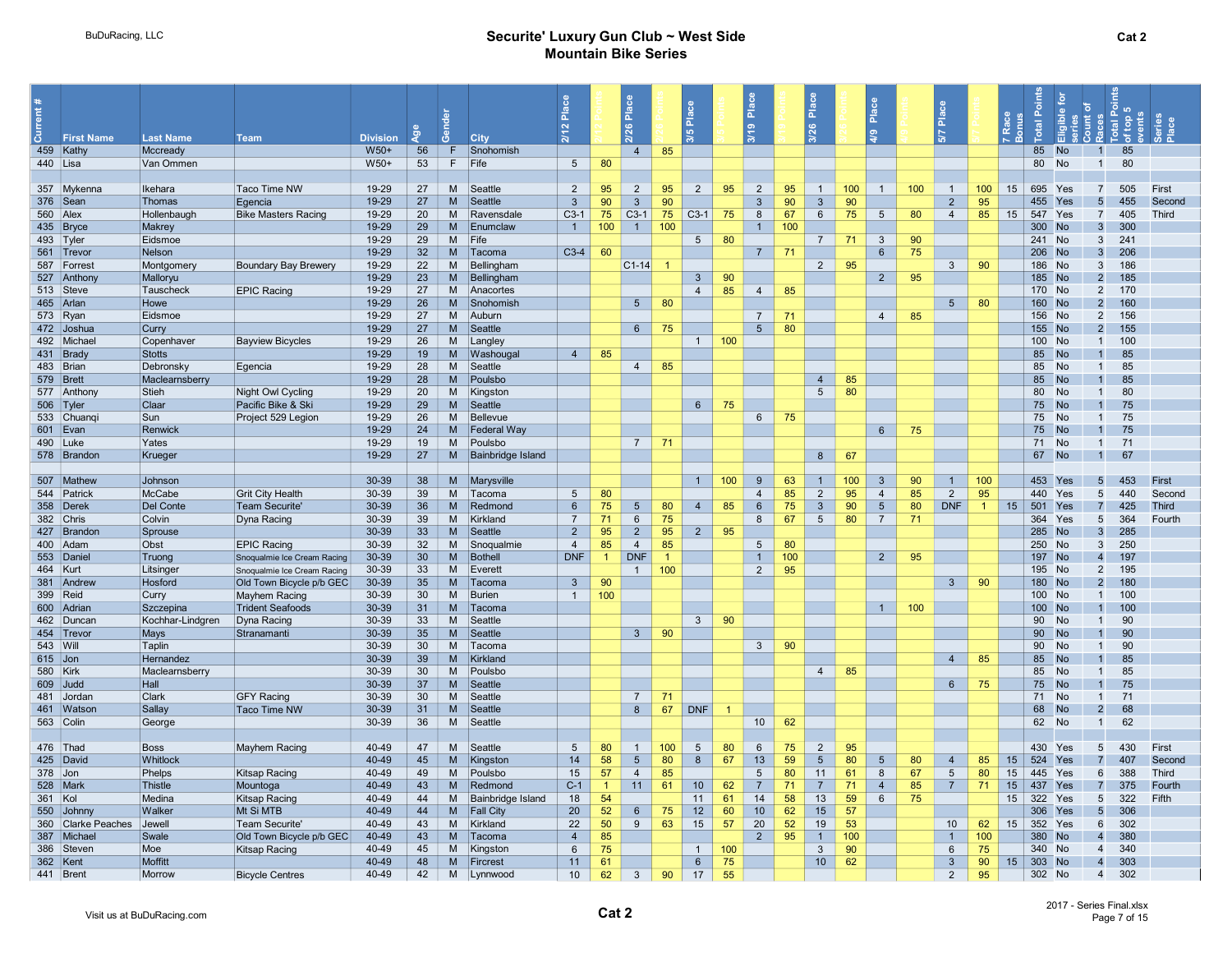BuDuRacing, LLC

# Securite' Luxury Gun Club ~ West Side Mountain Bike Series

Cat 2

| Current # | First Name | Last Name | Team | Division | Age | Gender | City | 2/12 Place | 2/12 Points | 2/26 Place | 2/26 Points | 3/5 Place | 3/5 Points | 3/19 Place | 3/19 Points | 3/26 Place | 3/26 Points | 4/9 Place | 4/9 Points | 5/7 Place | 5/7 Points | 7 Race Bonus | Total Points | Eligible for series | Count of Races | Total Points of top 5 events | Series Place |
|---|---|---|---|---|---|---|---|---|---|---|---|---|---|---|---|---|---|---|---|---|---|---|---|---|---|---|---|
| 459 | Kathy | Mccready | | W50+ | 56 | F | Snohomish | | | 4 | 85 | | | | | | | | | | | | 85 | No | 1 | 85 | |
| 440 | Lisa | Van Ommen | | W50+ | 53 | F | Fife | 5 | 80 | | | | | | | | | | | | | | 80 | No | 1 | 80 | |
| | | | | | | | | | | | | | | | | | | | | | | | | | | | |
| 357 | Mykenna | Ikehara | Taco Time NW | 19-29 | 27 | M | Seattle | 2 | 95 | 2 | 95 | 2 | 95 | 2 | 95 | 1 | 100 | 1 | 100 | 1 | 100 | 15 | 695 | Yes | 7 | 505 | First |
| 376 | Sean | Thomas | Egencia | 19-29 | 27 | M | Seattle | 3 | 90 | 3 | 90 | | | 3 | 90 | 3 | 90 | | | 2 | 95 | | 455 | Yes | 5 | 455 | Second |
| 560 | Alex | Hollenbaugh | Bike Masters Racing | 19-29 | 20 | M | Ravensdale | C3-1 | 75 | C3-1 | 75 | C3-1 | 75 | 8 | 67 | 6 | 75 | 5 | 80 | 4 | 85 | 15 | 547 | Yes | 7 | 405 | Third |
| 435 | Bryce | Makrey | | 19-29 | 29 | M | Enumclaw | 1 | 100 | 1 | 100 | | | 1 | 100 | | | | | | | | 300 | No | 3 | 300 | |
| 493 | Tyler | Eidsmoe | | 19-29 | 29 | M | Fife | | | | | 5 | 80 | | | 7 | 71 | 3 | 90 | | | | 241 | No | 3 | 241 | |
| 561 | Trevor | Nelson | | 19-29 | 32 | M | Tacoma | C3-4 | 60 | | | | | 7 | 71 | | | 6 | 75 | | | | 206 | No | 3 | 206 | |
| 587 | Forrest | Montgomery | Boundary Bay Brewery | 19-29 | 22 | M | Bellingham | | | C1-14 | 1 | | | | | 2 | 95 | | | 3 | 90 | | 186 | No | 3 | 186 | |
| 527 | Anthony | Malloryu | | 19-29 | 23 | M | Bellingham | | | | | 3 | 90 | | | | | 2 | 95 | | | | 185 | No | 2 | 185 | |
| 513 | Steve | Tauscheck | EPIC Racing | 19-29 | 27 | M | Anacortes | | | | | 4 | 85 | 4 | 85 | | | | | | | | 170 | No | 2 | 170 | |
| 465 | Arlan | Howe | | 19-29 | 26 | M | Snohomish | | | 5 | 80 | | | | | | | | | 5 | 80 | | 160 | No | 2 | 160 | |
| 573 | Ryan | Eidsmoe | | 19-29 | 27 | M | Auburn | | | | | | | 7 | 71 | | | 4 | 85 | | | | 156 | No | 2 | 156 | |
| 472 | Joshua | Curry | | 19-29 | 27 | M | Seattle | | | 6 | 75 | | | 5 | 80 | | | | | | | | 155 | No | 2 | 155 | |
| 492 | Michael | Copenhaver | Bayview Bicycles | 19-29 | 26 | M | Langley | | | | | 1 | 100 | | | | | | | | | | 100 | No | 1 | 100 | |
| 431 | Brady | Stotts | | 19-29 | 19 | M | Washougal | 4 | 85 | | | | | | | | | | | | | | 85 | No | 1 | 85 | |
| 483 | Brian | Debronsky | Egencia | 19-29 | 28 | M | Seattle | | | 4 | 85 | | | | | | | | | | | | 85 | No | 1 | 85 | |
| 579 | Brett | Maclearnsberry | | 19-29 | 28 | M | Poulsbo | | | | | | | | | 4 | 85 | | | | | | 85 | No | 1 | 85 | |
| 577 | Anthony | Stieh | Night Owl Cycling | 19-29 | 20 | M | Kingston | | | | | | | | | 5 | 80 | | | | | | 80 | No | 1 | 80 | |
| 506 | Tyler | Claar | Pacific Bike & Ski | 19-29 | 29 | M | Seattle | | | | | 6 | 75 | | | | | | | | | | 75 | No | 1 | 75 | |
| 533 | Chuanqi | Sun | Project 529 Legion | 19-29 | 26 | M | Bellevue | | | | | | | 6 | 75 | | | | | | | | 75 | No | 1 | 75 | |
| 601 | Evan | Renwick | | 19-29 | 24 | M | Federal Way | | | | | | | | | | | 6 | 75 | | | | 75 | No | 1 | 75 | |
| 490 | Luke | Yates | | 19-29 | 19 | M | Poulsbo | | | 7 | 71 | | | | | | | | | | | | 71 | No | 1 | 71 | |
| 578 | Brandon | Krueger | | 19-29 | 27 | M | Bainbridge Island | | | | | | | | | 8 | 67 | | | | | | 67 | No | 1 | 67 | |
| | | | | | | | | | | | | | | | | | | | | | | | | | | | |
| 507 | Mathew | Johnson | | 30-39 | 38 | M | Marysville | | | | | 1 | 100 | 9 | 63 | 1 | 100 | 3 | 90 | 1 | 100 | | 453 | Yes | 5 | 453 | First |
| 544 | Patrick | McCabe | Grit City Health | 30-39 | 39 | M | Tacoma | 5 | 80 | | | | | 4 | 85 | 2 | 95 | 4 | 85 | 2 | 95 | | 440 | Yes | 5 | 440 | Second |
| 358 | Derek | Del Conte | Team Securite' | 30-39 | 36 | M | Redmond | 6 | 75 | 5 | 80 | 4 | 85 | 6 | 75 | 3 | 90 | 5 | 80 | DNF | 1 | 15 | 501 | Yes | 7 | 425 | Third |
| 382 | Chris | Colvin | Dyna Racing | 30-39 | 39 | M | Kirkland | 7 | 71 | 6 | 75 | | | 8 | 67 | 5 | 80 | 7 | 71 | | | | 364 | Yes | 5 | 364 | Fourth |
| 427 | Brandon | Sprouse | | 30-39 | 33 | M | Seattle | 2 | 95 | 2 | 95 | 2 | 95 | | | | | | | | | | 285 | No | 3 | 285 | |
| 400 | Adam | Obst | EPIC Racing | 30-39 | 32 | M | Snoqualmie | 4 | 85 | 4 | 85 | | | 5 | 80 | | | | | | | | 250 | No | 3 | 250 | |
| 553 | Daniel | Truong | Snoqualmie Ice Cream Racing | 30-39 | 30 | M | Bothell | DNF | 1 | DNF | 1 | | | 1 | 100 | | | 2 | 95 | | | | 197 | No | 4 | 197 | |
| 464 | Kurt | Litsinger | Snoqualmie Ice Cream Racing | 30-39 | 33 | M | Everett | | | 1 | 100 | | | 2 | 95 | | | | | | | | 195 | No | 2 | 195 | |
| 381 | Andrew | Hosford | Old Town Bicycle p/b GEC | 30-39 | 35 | M | Tacoma | 3 | 90 | | | | | | | | | | | 3 | 90 | | 180 | No | 2 | 180 | |
| 399 | Reid | Curry | Mayhem Racing | 30-39 | 30 | M | Burien | 1 | 100 | | | | | | | | | | | | | | 100 | No | 1 | 100 | |
| 600 | Adrian | Szczepina | Trident Seafoods | 30-39 | 31 | M | Tacoma | | | | | | | | | | | 1 | 100 | | | | 100 | No | 1 | 100 | |
| 462 | Duncan | Kochhar-Lindgren | Dyna Racing | 30-39 | 33 | M | Seattle | | | | | 3 | 90 | | | | | | | | | | 90 | No | 1 | 90 | |
| 454 | Trevor | Mays | Stranamanti | 30-39 | 35 | M | Seattle | | | 3 | 90 | | | | | | | | | | | | 90 | No | 1 | 90 | |
| 543 | Will | Taplin | | 30-39 | 30 | M | Tacoma | | | | | | | 3 | 90 | | | | | | | | 90 | No | 1 | 90 | |
| 615 | Jon | Hernandez | | 30-39 | 39 | M | Kirkland | | | | | | | | | | | | | 4 | 85 | | 85 | No | 1 | 85 | |
| 580 | Kirk | Maclearnsberry | | 30-39 | 30 | M | Poulsbo | | | | | | | | | 4 | 85 | | | | | | 85 | No | 1 | 85 | |
| 609 | Judd | Hall | | 30-39 | 37 | M | Seattle | | | | | | | | | | | | | 6 | 75 | | 75 | No | 1 | 75 | |
| 481 | Jordan | Clark | GFY Racing | 30-39 | 30 | M | Seattle | | | 7 | 71 | | | | | | | | | | | | 71 | No | 1 | 71 | |
| 461 | Watson | Sallay | Taco Time NW | 30-39 | 31 | M | Seattle | | | 8 | 67 | DNF | 1 | | | | | | | | | | 68 | No | 2 | 68 | |
| 563 | Colin | George | | 30-39 | 36 | M | Seattle | | | | | | | 10 | 62 | | | | | | | | 62 | No | 1 | 62 | |
| | | | | | | | | | | | | | | | | | | | | | | | | | | | |
| 476 | Thad | Boss | Mayhem Racing | 40-49 | 47 | M | Seattle | 5 | 80 | 1 | 100 | 5 | 80 | 6 | 75 | 2 | 95 | | | | | | 430 | Yes | 5 | 430 | First |
| 425 | David | Whitlock | | 40-49 | 45 | M | Kingston | 14 | 58 | 5 | 80 | 8 | 67 | 13 | 59 | 5 | 80 | 5 | 80 | 4 | 85 | 15 | 524 | Yes | 7 | 407 | Second |
| 378 | Jon | Phelps | Kitsap Racing | 40-49 | 49 | M | Poulsbo | 15 | 57 | 4 | 85 | | | 5 | 80 | 11 | 61 | 8 | 67 | 5 | 80 | 15 | 445 | Yes | 6 | 388 | Third |
| 528 | Mark | Thistle | Mountoga | 40-49 | 43 | M | Redmond | C-1 | 1 | 11 | 61 | 10 | 62 | 7 | 71 | 7 | 71 | 4 | 85 | 7 | 71 | 15 | 437 | Yes | 7 | 375 | Fourth |
| 361 | Kol | Medina | Kitsap Racing | 40-49 | 44 | M | Bainbridge Island | 18 | 54 | | | 11 | 61 | 14 | 58 | 13 | 59 | 6 | 75 | | | 15 | 322 | Yes | 5 | 322 | Fifth |
| 550 | Johnny | Walker | Mt Si MTB | 40-49 | 44 | M | Fall City | 20 | 52 | 6 | 75 | 12 | 60 | 10 | 62 | 15 | 57 | | | | | | 306 | Yes | 5 | 306 | |
| 360 | Clarke Peaches | Jewell | Team Securite' | 40-49 | 43 | M | Kirkland | 22 | 50 | 9 | 63 | 15 | 57 | 20 | 52 | 19 | 53 | | | 10 | 62 | 15 | 352 | Yes | 6 | 302 | |
| 387 | Michael | Swale | Old Town Bicycle p/b GEC | 40-49 | 43 | M | Tacoma | 4 | 85 | | | | | 2 | 95 | 1 | 100 | | | 1 | 100 | | 380 | No | 4 | 380 | |
| 386 | Steven | Moe | Kitsap Racing | 40-49 | 45 | M | Kingston | 6 | 75 | | | 1 | 100 | | | 3 | 90 | | | 6 | 75 | | 340 | No | 4 | 340 | |
| 362 | Kent | Moffitt | | 40-49 | 48 | M | Fircrest | 11 | 61 | | | 6 | 75 | | | 10 | 62 | | | 3 | 90 | 15 | 303 | No | 4 | 303 | |
| 441 | Brent | Morrow | Bicycle Centres | 40-49 | 42 | M | Lynnwood | 10 | 62 | 3 | 90 | 17 | 55 | | | | | | | 2 | 95 | | 302 | No | 4 | 302 | |

Visit us at BuDuRacing.com

Cat 2

2017 - Series Final.xlsx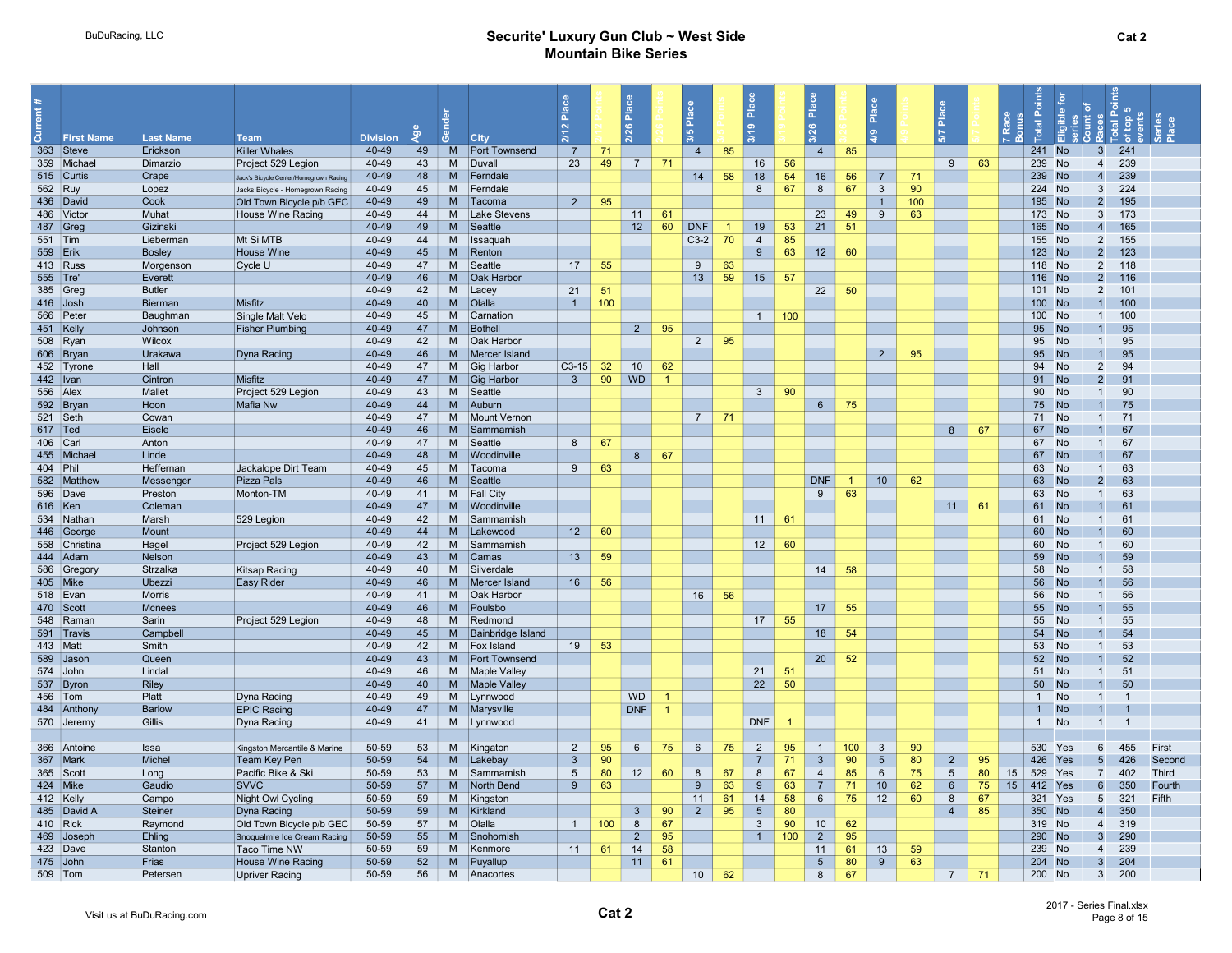# Securite' Luxury Gun Club ~ West Side Mountain Bike Series

Cat 2

| Current # | First Name | Last Name | Team | Division | Age | Gender | City | 2/12 Place | 2/12 Points | 2/26 Place | 2/26 Points | 3/5 Place | 3/5 Points | 3/19 Place | 3/19 Points | 3/26 Place | 3/26 Points | 4/9 Place | 4/9 Points | 5/7 Place | 5/7 Points | 7 Race Bonus | Total Points | Eligible for series | Count of Races | Total Points of top 5 events | Series Place |
|---|---|---|---|---|---|---|---|---|---|---|---|---|---|---|---|---|---|---|---|---|---|---|---|---|---|---|---|
| 363 | Steve | Erickson | Killer Whales | 40-49 | 49 | M | Port Townsend | 7 | 71 | | | 4 | 85 | | | 4 | 85 | | | | | | 241 | No | 3 | 241 | |
| 359 | Michael | Dimarzio | Project 529 Legion | 40-49 | 43 | M | Duvall | 23 | 49 | 7 | 71 | | | 16 | 56 | | | | | 9 | 63 | | 239 | No | 4 | 239 | |
| 515 | Curtis | Crape | Jack's Bicycle Center/Homegrown Racing | 40-49 | 48 | M | Ferndale | | | | | 14 | 58 | 18 | 54 | 16 | 56 | 7 | 71 | | | | 239 | No | 4 | 239 | |
| 562 | Ruy | Lopez | Jacks Bicycle - Homegrown Racing | 40-49 | 45 | M | Ferndale | | | | | | | 8 | 67 | 8 | 67 | 3 | 90 | | | | 224 | No | 3 | 224 | |
| 436 | David | Cook | Old Town Bicycle p/b GEC | 40-49 | 49 | M | Tacoma | 2 | 95 | | | | | | | | | 1 | 100 | | | | 195 | No | 2 | 195 | |
| 486 | Victor | Muhat | House Wine Racing | 40-49 | 44 | M | Lake Stevens | | | 11 | 61 | | | | | 23 | 49 | 9 | 63 | | | | 173 | No | 3 | 173 | |
| 487 | Greg | Gizinski | | 40-49 | 49 | M | Seattle | | | 12 | 60 | DNF | 1 | 19 | 53 | 21 | 51 | | | | | | 165 | No | 4 | 165 | |
| 551 | Tim | Lieberman | Mt Si MTB | 40-49 | 44 | M | Issaquah | | | | | C3-2 | 70 | 4 | 85 | | | | | | | | 155 | No | 2 | 155 | |
| 559 | Erik | Bosley | House Wine | 40-49 | 45 | M | Renton | | | | | | | 9 | 63 | 12 | 60 | | | | | | 123 | No | 2 | 123 | |
| 413 | Russ | Morgenson | Cycle U | 40-49 | 47 | M | Seattle | 17 | 55 | | | 9 | 63 | | | | | | | | | | 118 | No | 2 | 118 | |
| 555 | Tre' | Everett | | 40-49 | 46 | M | Oak Harbor | | | | | 13 | 59 | 15 | 57 | | | | | | | | 116 | No | 2 | 116 | |
| 385 | Greg | Butler | | 40-49 | 42 | M | Lacey | 21 | 51 | | | | | | | 22 | 50 | | | | | | 101 | No | 2 | 101 | |
| 416 | Josh | Bierman | Misfitz | 40-49 | 40 | M | Olalla | 1 | 100 | | | | | | | | | | | | | | 100 | No | 1 | 100 | |
| 566 | Peter | Baughman | Single Malt Velo | 40-49 | 45 | M | Carnation | | | | | | | 1 | 100 | | | | | | | | 100 | No | 1 | 100 | |
| 451 | Kelly | Johnson | Fisher Plumbing | 40-49 | 47 | M | Bothell | | | 2 | 95 | | | | | | | | | | | | 95 | No | 1 | 95 | |
| 508 | Ryan | Wilcox | | 40-49 | 42 | M | Oak Harbor | | | | | 2 | 95 | | | | | | | | | | 95 | No | 1 | 95 | |
| 606 | Bryan | Urakawa | Dyna Racing | 40-49 | 46 | M | Mercer Island | | | | | | | | | | | 2 | 95 | | | | 95 | No | 1 | 95 | |
| 452 | Tyrone | Hall | | 40-49 | 47 | M | Gig Harbor | C3-15 | 32 | 10 | 62 | | | | | | | | | | | | 94 | No | 2 | 94 | |
| 442 | Ivan | Cintron | Misfitz | 40-49 | 47 | M | Gig Harbor | 3 | 90 | WD | 1 | | | | | | | | | | | | 91 | No | 2 | 91 | |
| 556 | Alex | Mallet | Project 529 Legion | 40-49 | 43 | M | Seattle | | | | | | | 3 | 90 | | | | | | | | 90 | No | 1 | 90 | |
| 592 | Bryan | Hoon | Mafia Nw | 40-49 | 44 | M | Auburn | | | | | | | | | 6 | 75 | | | | | | 75 | No | 1 | 75 | |
| 521 | Seth | Cowan | | 40-49 | 47 | M | Mount Vernon | | | | | 7 | 71 | | | | | | | | | | 71 | No | 1 | 71 | |
| 617 | Ted | Eisele | | 40-49 | 46 | M | Sammamish | | | | | | | | | | | | | 8 | 67 | | 67 | No | 1 | 67 | |
| 406 | Carl | Anton | | 40-49 | 47 | M | Seattle | 8 | 67 | | | | | | | | | | | | | | 67 | No | 1 | 67 | |
| 455 | Michael | Linde | | 40-49 | 48 | M | Woodinville | | | 8 | 67 | | | | | | | | | | | | 67 | No | 1 | 67 | |
| 404 | Phil | Heffernan | Jackalope Dirt Team | 40-49 | 45 | M | Tacoma | 9 | 63 | | | | | | | | | | | | | | 63 | No | 1 | 63 | |
| 582 | Matthew | Messenger | Pizza Pals | 40-49 | 46 | M | Seattle | | | | | | | | | DNF | 1 | 10 | 62 | | | | 63 | No | 2 | 63 | |
| 596 | Dave | Preston | Monton-TM | 40-49 | 41 | M | Fall City | | | | | | | | | 9 | 63 | | | | | | 63 | No | 1 | 63 | |
| 616 | Ken | Coleman | | 40-49 | 47 | M | Woodinville | | | | | | | | | | | | | 11 | 61 | | 61 | No | 1 | 61 | |
| 534 | Nathan | Marsh | 529 Legion | 40-49 | 42 | M | Sammamish | | | | | | | 11 | 61 | | | | | | | | 61 | No | 1 | 61 | |
| 446 | George | Mount | | 40-49 | 44 | M | Lakewood | 12 | 60 | | | | | | | | | | | | | | 60 | No | 1 | 60 | |
| 558 | Christina | Hagel | Project 529 Legion | 40-49 | 42 | M | Sammamish | | | | | | | 12 | 60 | | | | | | | | 60 | No | 1 | 60 | |
| 444 | Adam | Nelson | | 40-49 | 43 | M | Camas | 13 | 59 | | | | | | | | | | | | | | 59 | No | 1 | 59 | |
| 586 | Gregory | Strzalka | Kitsap Racing | 40-49 | 40 | M | Silverdale | | | | | | | | | 14 | 58 | | | | | | 58 | No | 1 | 58 | |
| 405 | Mike | Ubezzi | Easy Rider | 40-49 | 46 | M | Mercer Island | 16 | 56 | | | | | | | | | | | | | | 56 | No | 1 | 56 | |
| 518 | Evan | Morris | | 40-49 | 41 | M | Oak Harbor | | | | | 16 | 56 | | | | | | | | | | 56 | No | 1 | 56 | |
| 470 | Scott | Mcnees | | 40-49 | 46 | M | Poulsbo | | | | | | | | | 17 | 55 | | | | | | 55 | No | 1 | 55 | |
| 548 | Raman | Sarin | Project 529 Legion | 40-49 | 48 | M | Redmond | | | | | | | 17 | 55 | | | | | | | | 55 | No | 1 | 55 | |
| 591 | Travis | Campbell | | 40-49 | 45 | M | Bainbridge Island | | | | | | | | | 18 | 54 | | | | | | 54 | No | 1 | 54 | |
| 443 | Matt | Smith | | 40-49 | 42 | M | Fox Island | 19 | 53 | | | | | | | | | | | | | | 53 | No | 1 | 53 | |
| 589 | Jason | Queen | | 40-49 | 43 | M | Port Townsend | | | | | | | | | 20 | 52 | | | | | | 52 | No | 1 | 52 | |
| 574 | John | Lindal | | 40-49 | 46 | M | Maple Valley | | | | | | | 21 | 51 | | | | | | | | 51 | No | 1 | 51 | |
| 537 | Byron | Riley | | 40-49 | 40 | M | Maple Valley | | | | | | | 22 | 50 | | | | | | | | 50 | No | 1 | 50 | |
| 456 | Tom | Platt | Dyna Racing | 40-49 | 49 | M | Lynnwood | | | WD | 1 | | | | | | | | | | | | 1 | No | 1 | 1 | |
| 484 | Anthony | Barlow | EPIC Racing | 40-49 | 47 | M | Marysville | | | DNF | 1 | | | | | | | | | | | | 1 | No | 1 | 1 | |
| 570 | Jeremy | Gillis | Dyna Racing | 40-49 | 41 | M | Lynnwood | | | | | | | DNF | 1 | | | | | | | | 1 | No | 1 | 1 | |
| | | | | | | | | | | | | | | | | | | | | | | | | | | | |
| 366 | Antoine | Issa | Kingston Mercantile & Marine | 50-59 | 53 | M | Kingaton | 2 | 95 | 6 | 75 | 6 | 75 | 2 | 95 | 1 | 100 | 3 | 90 | | | | 530 | Yes | 6 | 455 | First |
| 367 | Mark | Michel | Team Key Pen | 50-59 | 54 | M | Lakebay | 3 | 90 | | | | | 7 | 71 | 3 | 90 | 5 | 80 | 2 | 95 | | 426 | Yes | 5 | 426 | Second |
| 365 | Scott | Long | Pacific Bike & Ski | 50-59 | 53 | M | Sammamish | 5 | 80 | 12 | 60 | 8 | 67 | 8 | 67 | 4 | 85 | 6 | 75 | 5 | 80 | 15 | 529 | Yes | 7 | 402 | Third |
| 424 | Mike | Gaudio | SVVC | 50-59 | 57 | M | North Bend | 9 | 63 | | | 9 | 63 | 9 | 63 | 7 | 71 | 10 | 62 | 6 | 75 | 15 | 412 | Yes | 6 | 350 | Fourth |
| 412 | Kelly | Campo | Night Owl Cycling | 50-59 | 59 | M | Kingston | | | | | 11 | 61 | 14 | 58 | 6 | 75 | 12 | 60 | 8 | 67 | | 321 | Yes | 5 | 321 | Fifth |
| 485 | David A | Steiner | Dyna Racing | 50-59 | 59 | M | Kirkland | | | 3 | 90 | 2 | 95 | 5 | 80 | | | | | 4 | 85 | | 350 | No | 4 | 350 | |
| 410 | Rick | Raymond | Old Town Bicycle p/b GEC | 50-59 | 57 | M | Olalla | 1 | 100 | 8 | 67 | | | 3 | 90 | 10 | 62 | | | | | | 319 | No | 4 | 319 | |
| 469 | Joseph | Ehling | Snoqualmie Ice Cream Racing | 50-59 | 55 | M | Snohomish | | | 2 | 95 | | | 1 | 100 | 2 | 95 | | | | | | 290 | No | 3 | 290 | |
| 423 | Dave | Stanton | Taco Time NW | 50-59 | 59 | M | Kenmore | 11 | 61 | 14 | 58 | | | | | 11 | 61 | 13 | 59 | | | | 239 | No | 4 | 239 | |
| 475 | John | Frias | House Wine Racing | 50-59 | 52 | M | Puyallup | | | 11 | 61 | | | | | 5 | 80 | 9 | 63 | | | | 204 | No | 3 | 204 | |
| 509 | Tom | Petersen | Upriver Racing | 50-59 | 56 | M | Anacortes | | | | | 10 | 62 | | | 8 | 67 | | | 7 | 71 | | 200 | No | 3 | 200 | |

Visit us at BuDuRacing.com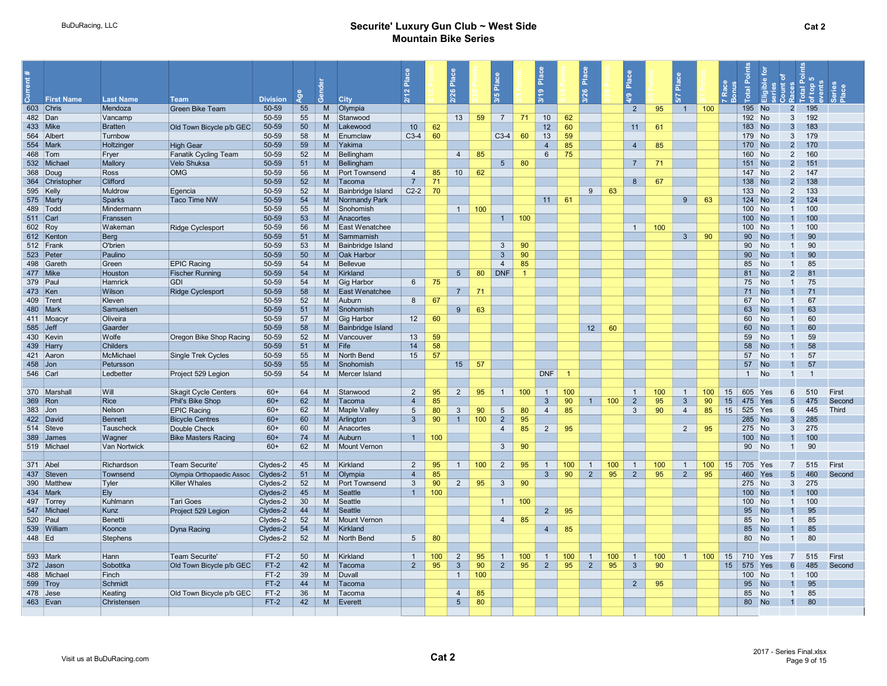# Securite' Luxury Gun Club ~ West Side
## Mountain Bike Series

**Cat 2**

| Current # | First Name | Last Name | Team | Division | Age | Gender | City | 2/12 Place | 2/12 Points | 2/26 Place | 2/26 Points | 3/5 Place | 3/5 Points | 3/19 Place | 3/19 Points | 3/26 Place | 3/26 Points | 4/9 Place | 4/9 Points | 5/7 Place | 5/7 Points | 7 Race Bonus | Total Points | Eligible for series | Count of Races | Total Points of top 5 events | Series Place |
|---|---|---|---|---|---|---|---|---|---|---|---|---|---|---|---|---|---|---|---|---|---|---|---|---|---|---|---|
| 603 | Chris | Mendoza | Green Bike Team | 50-59 | 55 | M | Olympia | | | | | | | | | | | 2 | 95 | 1 | 100 | | 195 | No | 2 | 195 | |
| 482 | Dan | Vancamp | | 50-59 | 55 | M | Stanwood | | | 13 | 59 | 7 | 71 | 10 | 62 | | | | | | | | 192 | No | 3 | 192 | |
| 433 | Mike | Bratten | Old Town Bicycle p/b GEC | 50-59 | 50 | M | Lakewood | 10 | 62 | | | | | 12 | 60 | | | 11 | 61 | | | | 183 | No | 3 | 183 | |
| 564 | Albert | Turnbow | | 50-59 | 58 | M | Enumclaw | C3-4 | 60 | | | C3-4 | 60 | 13 | 59 | | | | | | | | 179 | No | 3 | 179 | |
| 554 | Mark | Holtzinger | High Gear | 50-59 | 59 | M | Yakima | | | | | | | 4 | 85 | | | 4 | 85 | | | | 170 | No | 2 | 170 | |
| 468 | Tom | Fryer | Fanatik Cycling Team | 50-59 | 52 | M | Bellingham | | | 4 | 85 | | | 6 | 75 | | | | | | | | 160 | No | 2 | 160 | |
| 532 | Michael | Mallory | Velo Shuksa | 50-59 | 51 | M | Bellingham | | | | | 5 | 80 | | | | | 7 | 71 | | | | 151 | No | 2 | 151 | |
| 368 | Doug | Ross | OMG | 50-59 | 56 | M | Port Townsend | 4 | 85 | 10 | 62 | | | | | | | | | | | | 147 | No | 2 | 147 | |
| 364 | Christopher | Clifford | | 50-59 | 52 | M | Tacoma | 7 | 71 | | | | | | | | | 8 | 67 | | | | 138 | No | 2 | 138 | |
| 595 | Kelly | Muldrow | Egencia | 50-59 | 52 | M | Bainbridge Island | C2-2 | 70 | | | | | | | 9 | 63 | | | | | | 133 | No | 2 | 133 | |
| 575 | Marty | Sparks | Taco Time NW | 50-59 | 54 | M | Normandy Park | | | | | | | 11 | 61 | | | | | 9 | 63 | | 124 | No | 2 | 124 | |
| 489 | Todd | Mindermann | | 50-59 | 55 | M | Snohomish | | | 1 | 100 | | | | | | | | | | | | 100 | No | 1 | 100 | |
| 511 | Carl | Franssen | | 50-59 | 53 | M | Anacortes | | | | | 1 | 100 | | | | | | | | | | 100 | No | 1 | 100 | |
| 602 | Roy | Wakeman | Ridge Cyclesport | 50-59 | 56 | M | East Wenatchee | | | | | | | | | | | 1 | 100 | | | | 100 | No | 1 | 100 | |
| 612 | Kenton | Berg | | 50-59 | 51 | M | Sammamish | | | | | | | | | | | | | 3 | 90 | | 90 | No | 1 | 90 | |
| 512 | Frank | O'brien | | 50-59 | 53 | M | Bainbridge Island | | | | | 3 | 90 | | | | | | | | | | 90 | No | 1 | 90 | |
| 523 | Peter | Paulino | | 50-59 | 50 | M | Oak Harbor | | | | | 3 | 90 | | | | | | | | | | 90 | No | 1 | 90 | |
| 498 | Gareth | Green | EPIC Racing | 50-59 | 54 | M | Bellevue | | | | | 4 | 85 | | | | | | | | | | 85 | No | 1 | 85 | |
| 477 | Mike | Houston | Fischer Running | 50-59 | 54 | M | Kirkland | | | 5 | 80 | DNF | 1 | | | | | | | | | | 81 | No | 2 | 81 | |
| 379 | Paul | Hamrick | GDI | 50-59 | 54 | M | Gig Harbor | 6 | 75 | | | | | | | | | | | | | | 75 | No | 1 | 75 | |
| 473 | Ken | Wilson | Ridge Cyclesport | 50-59 | 58 | M | East Wenatchee | | | 7 | 71 | | | | | | | | | | | | 71 | No | 1 | 71 | |
| 409 | Trent | Kleven | | 50-59 | 52 | M | Auburn | 8 | 67 | | | | | | | | | | | | | | 67 | No | 1 | 67 | |
| 480 | Mark | Samuelsen | | 50-59 | 51 | M | Snohomish | | | 9 | 63 | | | | | | | | | | | | 63 | No | 1 | 63 | |
| 411 | Moacyr | Oliveira | | 50-59 | 57 | M | Gig Harbor | 12 | 60 | | | | | | | | | | | | | | 60 | No | 1 | 60 | |
| 585 | Jeff | Gaarder | | 50-59 | 58 | M | Bainbridge Island | | | | | | | | | 12 | 60 | | | | | | 60 | No | 1 | 60 | |
| 430 | Kevin | Wolfe | Oregon Bike Shop Racing | 50-59 | 52 | M | Vancouver | 13 | 59 | | | | | | | | | | | | | | 59 | No | 1 | 59 | |
| 439 | Harry | Childers | | 50-59 | 51 | M | Fife | 14 | 58 | | | | | | | | | | | | | | 58 | No | 1 | 58 | |
| 421 | Aaron | McMichael | Single Trek Cycles | 50-59 | 55 | M | North Bend | 15 | 57 | | | | | | | | | | | | | | 57 | No | 1 | 57 | |
| 458 | Jon | Petursson | | 50-59 | 55 | M | Snohomish | | | 15 | 57 | | | | | | | | | | | | 57 | No | 1 | 57 | |
| 546 | Carl | Ledbetter | Project 529 Legion | 50-59 | 54 | M | Mercer Island | | | | | | | DNF | 1 | | | | | | | | 1 | No | 1 | 1 | |
| | | | | | | | | | | | | | | | | | | | | | | | | | | | |
| 370 | Marshall | Will | Skagit Cycle Centers | 60+ | 64 | M | Stanwood | 2 | 95 | 2 | 95 | 1 | 100 | 1 | 100 | | | 1 | 100 | 1 | 100 | 15 | 605 | Yes | 6 | 510 | First |
| 369 | Ron | Rice | Phil's Bike Shop | 60+ | 62 | M | Tacoma | 4 | 85 | | | | | 3 | 90 | 1 | 100 | 2 | 95 | 3 | 90 | 15 | 475 | Yes | 5 | 475 | Second |
| 383 | Jon | Nelson | EPIC Racing | 60+ | 62 | M | Maple Valley | 5 | 80 | 3 | 90 | 5 | 80 | 4 | 85 | | | 3 | 90 | 4 | 85 | 15 | 525 | Yes | 6 | 445 | Third |
| 422 | David | Bennett | Bicycle Centres | 60+ | 60 | M | Arlington | 3 | 90 | 1 | 100 | 2 | 95 | | | | | | | | | | 285 | No | 3 | 285 | |
| 514 | Steve | Tauscheck | Double Check | 60+ | 60 | M | Anacortes | | | | | 4 | 85 | 2 | 95 | | | | | 2 | 95 | | 275 | No | 3 | 275 | |
| 389 | James | Wagner | Bike Masters Racing | 60+ | 74 | M | Auburn | 1 | 100 | | | | | | | | | | | | | | 100 | No | 1 | 100 | |
| 519 | Michael | Van Nortwick | | 60+ | 62 | M | Mount Vernon | | | | | 3 | 90 | | | | | | | | | | 90 | No | 1 | 90 | |
| | | | | | | | | | | | | | | | | | | | | | | | | | | | |
| 371 | Abel | Richardson | Team Securite' | Clydes-2 | 45 | M | Kirkland | 2 | 95 | 1 | 100 | 2 | 95 | 1 | 100 | 1 | 100 | 1 | 100 | 1 | 100 | 15 | 705 | Yes | 7 | 515 | First |
| 437 | Steven | Townsend | Olympia Orthopaedic Assoc | Clydes-2 | 51 | M | Olympia | 4 | 85 | | | | | 3 | 90 | 2 | 95 | 2 | 95 | 2 | 95 | | 460 | Yes | 5 | 460 | Second |
| 390 | Matthew | Tyler | Killer Whales | Clydes-2 | 52 | M | Port Townsend | 3 | 90 | 2 | 95 | 3 | 90 | | | | | | | | | | 275 | No | 3 | 275 | |
| 434 | Mark | Ely | | Clydes-2 | 45 | M | Seattle | 1 | 100 | | | | | | | | | | | | | | 100 | No | 1 | 100 | |
| 497 | Torrey | Kuhlmann | Tari Goes | Clydes-2 | 30 | M | Seattle | | | | | 1 | 100 | | | | | | | | | | 100 | No | 1 | 100 | |
| 547 | Michael | Kunz | Project 529 Legion | Clydes-2 | 44 | M | Seattle | | | | | | | 2 | 95 | | | | | | | | 95 | No | 1 | 95 | |
| 520 | Paul | Benetti | | Clydes-2 | 52 | M | Mount Vernon | | | | | 4 | 85 | | | | | | | | | | 85 | No | 1 | 85 | |
| 539 | William | Koonce | Dyna Racing | Clydes-2 | 54 | M | Kirkland | | | | | | | 4 | 85 | | | | | | | | 85 | No | 1 | 85 | |
| 448 | Ed | Stephens | | Clydes-2 | 52 | M | North Bend | 5 | 80 | | | | | | | | | | | | | | 80 | No | 1 | 80 | |
| | | | | | | | | | | | | | | | | | | | | | | | | | | | |
| 593 | Mark | Hann | Team Securite' | FT-2 | 50 | M | Kirkland | 1 | 100 | 2 | 95 | 1 | 100 | 1 | 100 | 1 | 100 | 1 | 100 | 1 | 100 | 15 | 710 | Yes | 7 | 515 | First |
| 372 | Jason | Sobottka | Old Town Bicycle p/b GEC | FT-2 | 42 | M | Tacoma | 2 | 95 | 3 | 90 | 2 | 95 | 2 | 95 | 2 | 95 | 3 | 90 | | | 15 | 575 | Yes | 6 | 485 | Second |
| 488 | Michael | Finch | | FT-2 | 39 | M | Duvall | | | 1 | 100 | | | | | | | | | | | | 100 | No | 1 | 100 | |
| 599 | Troy | Schmidt | | FT-2 | 44 | M | Tacoma | | | | | | | | | | | 2 | 95 | | | | 95 | No | 1 | 95 | |
| 478 | Jese | Keating | Old Town Bicycle p/b GEC | FT-2 | 36 | M | Tacoma | | | 4 | 85 | | | | | | | | | | | | 85 | No | 1 | 85 | |
| 463 | Evan | Christensen | | FT-2 | 42 | M | Everett | | | 5 | 80 | | | | | | | | | | | | 80 | No | 1 | 80 | |

Visit us at BuDuRacing.com

2017 - Series Final.xlsx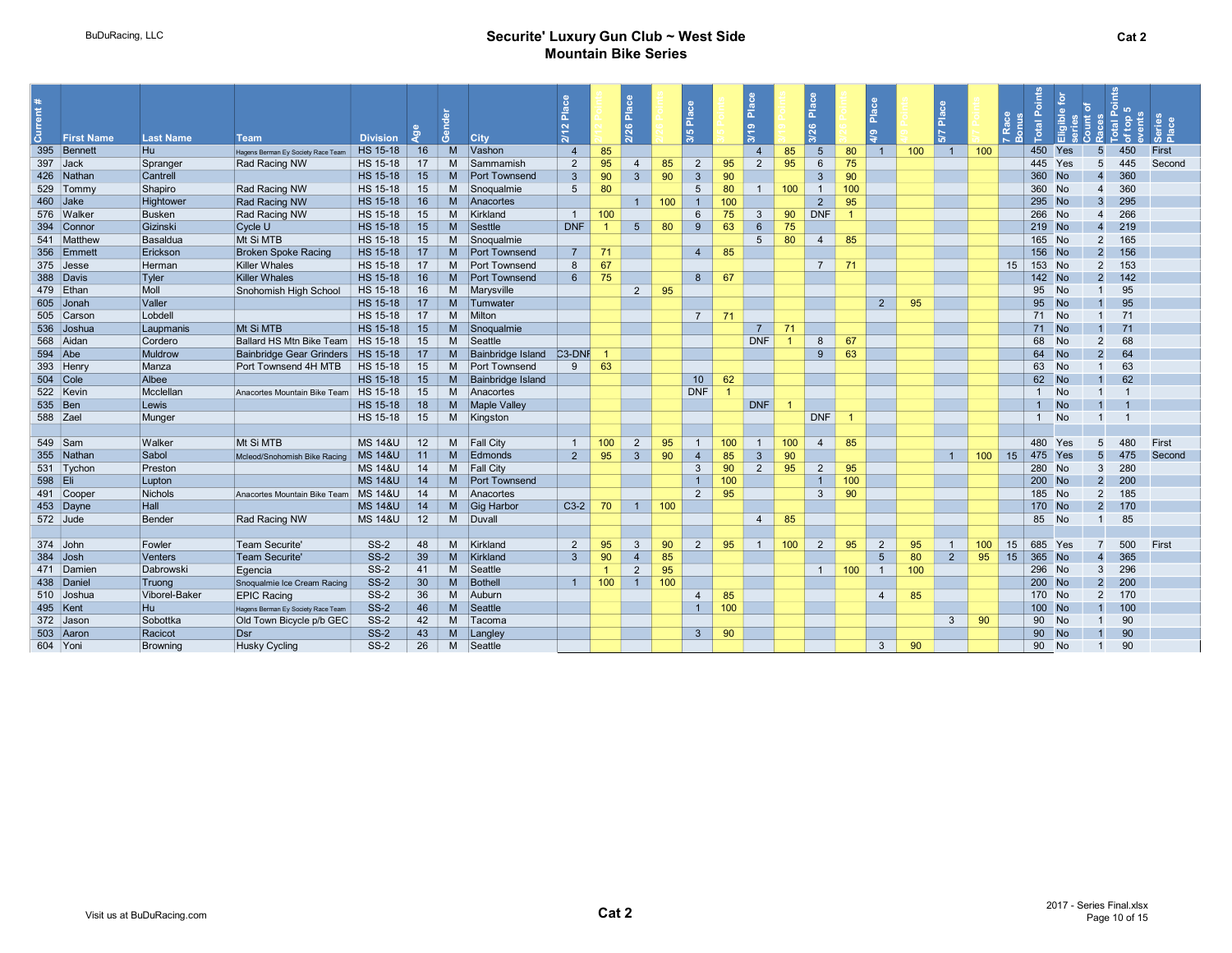# Securite' Luxury Gun Club ~ West Side
## Mountain Bike Series

**Cat 2**

| Current # | First Name | Last Name | Team | Division | Age | Gender | City | 2/12 Place | 2/12 Points | 2/26 Place | 2/26 Points | 3/5 Place | 3/5 Points | 3/19 Place | 3/19 Points | 3/26 Place | 3/26 Points | 4/9 Place | 4/9 Points | 5/7 Place | 5/7 Points | 7 Race Bonus | Total Points | Eligible for series | Count of Races | Total Points of top 5 events | Series Place |
|---|---|---|---|---|---|---|---|---|---|---|---|---|---|---|---|---|---|---|---|---|---|---|---|---|---|---|---|
| 395 | Bennett | Hu | Hagens Berman Ey Society Race Team | HS 15-18 | 16 | M | Vashon | 4 | 85 | | | | | 4 | 85 | 5 | 80 | 1 | 100 | 1 | 100 | | 450 | Yes | 5 | 450 | First |
| 397 | Jack | Spranger | Rad Racing NW | HS 15-18 | 17 | M | Sammamish | 2 | 95 | 4 | 85 | 2 | 95 | 2 | 95 | 6 | 75 | | | | | | 445 | Yes | 5 | 445 | Second |
| 426 | Nathan | Cantrell | | HS 15-18 | 15 | M | Port Townsend | 3 | 90 | 3 | 90 | 3 | 90 | | | 3 | 90 | | | | | | 360 | No | 4 | 360 | |
| 529 | Tommy | Shapiro | Rad Racing NW | HS 15-18 | 15 | M | Snoqualmie | 5 | 80 | | | 5 | 80 | 1 | 100 | 1 | 100 | | | | | | 360 | No | 4 | 360 | |
| 460 | Jake | Hightower | Rad Racing NW | HS 15-18 | 16 | M | Anacortes | | | 1 | 100 | 1 | 100 | | | 2 | 95 | | | | | | 295 | No | 3 | 295 | |
| 576 | Walker | Busken | Rad Racing NW | HS 15-18 | 15 | M | Kirkland | 1 | 100 | | | 6 | 75 | 3 | 90 | DNF | 1 | | | | | | 266 | No | 4 | 266 | |
| 394 | Connor | Gizinski | Cycle U | HS 15-18 | 15 | M | Sesttle | DNF | 1 | 5 | 80 | 9 | 63 | 6 | 75 | | | | | | | | 219 | No | 4 | 219 | |
| 541 | Matthew | Basaldua | Mt Si MTB | HS 15-18 | 15 | M | Snoqualmie | | | | | | | 5 | 80 | 4 | 85 | | | | | | 165 | No | 2 | 165 | |
| 356 | Emmett | Erickson | Broken Spoke Racing | HS 15-18 | 17 | M | Port Townsend | 7 | 71 | | | 4 | 85 | | | | | | | | | | 156 | No | 2 | 156 | |
| 375 | Jesse | Herman | Killer Whales | HS 15-18 | 17 | M | Port Townsend | 8 | 67 | | | | | | | 7 | 71 | | | | | 15 | 153 | No | 2 | 153 | |
| 388 | Davis | Tyler | Killer Whales | HS 15-18 | 16 | M | Port Townsend | 6 | 75 | | | 8 | 67 | | | | | | | | | | 142 | No | 2 | 142 | |
| 479 | Ethan | Moll | Snohomish High School | HS 15-18 | 16 | M | Marysville | | | 2 | 95 | | | | | | | | | | | | 95 | No | 1 | 95 | |
| 605 | Jonah | Valler | | HS 15-18 | 17 | M | Tumwater | | | | | | | | | | | 2 | 95 | | | | 95 | No | 1 | 95 | |
| 505 | Carson | Lobdell | | HS 15-18 | 17 | M | Milton | | | | | 7 | 71 | | | | | | | | | | 71 | No | 1 | 71 | |
| 536 | Joshua | Laupmanis | Mt Si MTB | HS 15-18 | 15 | M | Snoqualmie | | | | | | | 7 | 71 | | | | | | | | 71 | No | 1 | 71 | |
| 568 | Aidan | Cordero | Ballard HS Mtn Bike Team | HS 15-18 | 15 | M | Seattle | | | | | | | DNF | 1 | 8 | 67 | | | | | | 68 | No | 2 | 68 | |
| 594 | Abe | Muldrow | Bainbridge Gear Grinders | HS 15-18 | 17 | M | Bainbridge Island | C3-DNF | 1 | | | | | | | 9 | 63 | | | | | | 64 | No | 2 | 64 | |
| 393 | Henry | Manza | Port Townsend 4H MTB | HS 15-18 | 15 | M | Port Townsend | 9 | 63 | | | | | | | | | | | | | | 63 | No | 1 | 63 | |
| 504 | Cole | Albee | | HS 15-18 | 15 | M | Bainbridge Island | | | | | 10 | 62 | | | | | | | | | | 62 | No | 1 | 62 | |
| 522 | Kevin | Mcclellan | Anacortes Mountain Bike Team | HS 15-18 | 15 | M | Anacortes | | | | | DNF | 1 | | | | | | | | | | 1 | No | 1 | 1 | |
| 535 | Ben | Lewis | | HS 15-18 | 18 | M | Maple Valley | | | | | | | DNF | 1 | | | | | | | | 1 | No | 1 | 1 | |
| 588 | Zael | Munger | | HS 15-18 | 15 | M | Kingston | | | | | | | | | DNF | 1 | | | | | | 1 | No | 1 | 1 | |
| | | | | | | | | | | | | | | | | | | | | | | | | | | | |
| 549 | Sam | Walker | Mt Si MTB | MS 14&U | 12 | M | Fall City | 1 | 100 | 2 | 95 | 1 | 100 | 1 | 100 | 4 | 85 | | | | | | 480 | Yes | 5 | 480 | First |
| 355 | Nathan | Sabol | Mcleod/Snohomish Bike Racing | MS 14&U | 11 | M | Edmonds | 2 | 95 | 3 | 90 | 4 | 85 | 3 | 90 | | | | | 1 | 100 | 15 | 475 | Yes | 5 | 475 | Second |
| 531 | Tychon | Preston | | MS 14&U | 14 | M | Fall City | | | | | 3 | 90 | 2 | 95 | 2 | 95 | | | | | | 280 | No | 3 | 280 | |
| 598 | Eli | Lupton | | MS 14&U | 14 | M | Port Townsend | | | | | 1 | 100 | | | 1 | 100 | | | | | | 200 | No | 2 | 200 | |
| 491 | Cooper | Nichols | Anacortes Mountain Bike Team | MS 14&U | 14 | M | Anacortes | | | | | 2 | 95 | | | 3 | 90 | | | | | | 185 | No | 2 | 185 | |
| 453 | Dayne | Hall | | MS 14&U | 14 | M | Gig Harbor | C3-2 | 70 | 1 | 100 | | | | | | | | | | | | 170 | No | 2 | 170 | |
| 572 | Jude | Bender | Rad Racing NW | MS 14&U | 12 | M | Duvall | | | | | | | 4 | 85 | | | | | | | | 85 | No | 1 | 85 | |
| | | | | | | | | | | | | | | | | | | | | | | | | | | | |
| 374 | John | Fowler | Team Securite' | SS-2 | 48 | M | Kirkland | 2 | 95 | 3 | 90 | 2 | 95 | 1 | 100 | 2 | 95 | 2 | 95 | 1 | 100 | 15 | 685 | Yes | 7 | 500 | First |
| 384 | Josh | Venters | Team Securite' | SS-2 | 39 | M | Kirkland | 3 | 90 | 4 | 85 | | | | | | | 5 | 80 | 2 | 95 | 15 | 365 | No | 4 | 365 | |
| 471 | Damien | Dabrowski | Egencia | SS-2 | 41 | M | Seattle | | 1 | 2 | 95 | | | | | 1 | 100 | 1 | 100 | | | | 296 | No | 3 | 296 | |
| 438 | Daniel | Truong | Snoqualmie Ice Cream Racing | SS-2 | 30 | M | Bothell | 1 | 100 | 1 | 100 | | | | | | | | | | | | 200 | No | 2 | 200 | |
| 510 | Joshua | Viborel-Baker | EPIC Racing | SS-2 | 36 | M | Auburn | | | | | 4 | 85 | | | | | 4 | 85 | | | | 170 | No | 2 | 170 | |
| 495 | Kent | Hu | Hagens Berman Ey Society Race Team | SS-2 | 46 | M | Seattle | | | | | 1 | 100 | | | | | | | | | | 100 | No | 1 | 100 | |
| 372 | Jason | Sobottka | Old Town Bicycle p/b GEC | SS-2 | 42 | M | Tacoma | | | | | | | | | | | | | 3 | 90 | | 90 | No | 1 | 90 | |
| 503 | Aaron | Racicot | Dsr | SS-2 | 43 | M | Langley | | | | | 3 | 90 | | | | | | | | | | 90 | No | 1 | 90 | |
| 604 | Yoni | Browning | Husky Cycling | SS-2 | 26 | M | Seattle | | | | | | | | | | | 3 | 90 | | | | 90 | No | 1 | 90 | |

Visit us at BuDuRacing.com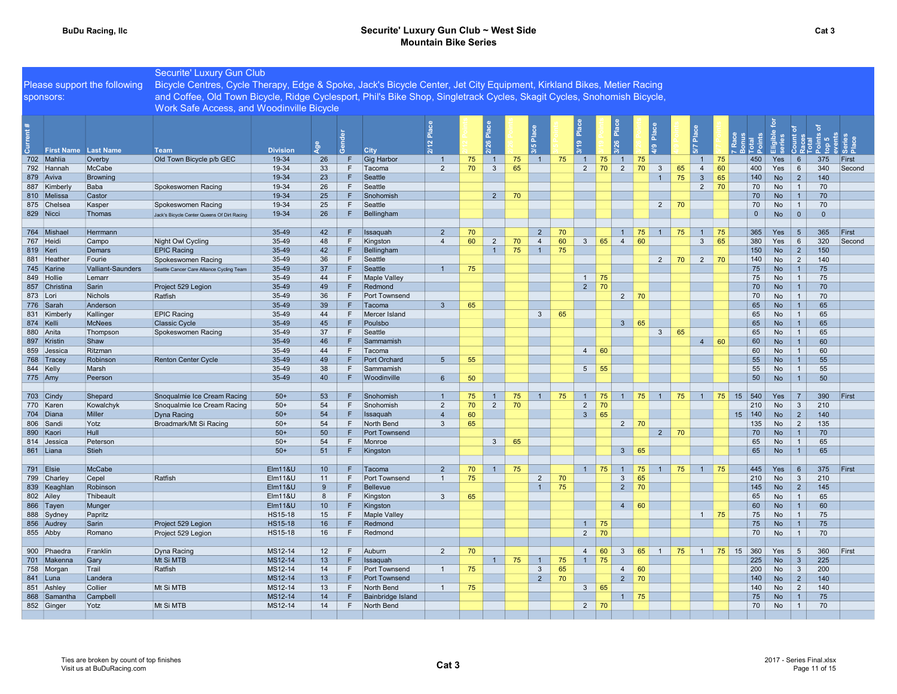BuDu Racing, llc

# Securite' Luxury Gun Club ~ West Side Mountain Bike Series

Cat 3

Please support the following sponsors:

Securite' Luxury Gun Club
Bicycle Centres, Cycle Therapy, Edge & Spoke, Jack's Bicycle Center, Jet City Equipment, Kirkland Bikes, Metier Racing and Coffee, Old Town Bicycle, Ridge Cyclesport, Phil's Bike Shop, Singletrack Cycles, Skagit Cycles, Snohomish Bicycle, Work Safe Access, and Woodinville Bicycle

| Current # | First Name | Last Name | Team | Division | Age | Gender | City | 2/12 Place | 2/12 Points | 2/26 Place | 2/26 Points | 3/5 Place | 3/5 Points | 3/19 Place | 3/19 Points | 3/26 Place | 3/26 Points | 4/9 Place | 4/9 Points | 5/7 Place | 5/7 Points | 7 Race Bonus | Total Points | Eligible for series | Count of Races | Total Points of top 5 events | Series Place |
|---|---|---|---|---|---|---|---|---|---|---|---|---|---|---|---|---|---|---|---|---|---|---|---|---|---|---|---|
| 702 | Mahlia | Overby | Old Town Bicycle p/b GEC | 19-34 | 26 | F | Gig Harbor | 1 | 75 | 1 | 75 | 1 | 75 | 1 | 75 | 1 | 75 | | | 1 | 75 | | 450 | Yes | 6 | 375 | First |
| 792 | Hannah | McCabe | | 19-34 | 33 | F | Tacoma | 2 | 70 | 3 | 65 | | | 2 | 70 | 2 | 70 | 3 | 65 | 4 | 60 | | 400 | Yes | 6 | 340 | Second |
| 879 | Aviva | Browning | | 19-34 | 23 | F | Seattle | | | | | | | | | | | 1 | 75 | 3 | 65 | | 140 | No | 2 | 140 | |
| 887 | Kimberly | Baba | Spokeswomen Racing | 19-34 | 26 | F | Seattle | | | | | | | | | | | | | 2 | 70 | | 70 | No | 1 | 70 | |
| 810 | Melissa | Castor | | 19-34 | 25 | F | Snohomish | | | 2 | 70 | | | | | | | | | | | | 70 | No | 1 | 70 | |
| 875 | Chelsea | Kasper | Spokeswomen Racing | 19-34 | 25 | F | Seattle | | | | | | | | | | | 2 | 70 | | | | 70 | No | 1 | 70 | |
| 829 | Nicci | Thomas | Jack's Bicycle Center Queens Of Dirt Racing | 19-34 | 26 | F | Bellingham | | | | | | | | | | | | | | | | 0 | No | 0 | 0 | |
| | | | | | | | | | | | | | | | | | | | | | | | | | | | |
| 764 | Mishael | Herrmann | | 35-49 | 42 | F | Issaquah | 2 | 70 | | | 2 | 70 | | | 1 | 75 | 1 | 75 | 1 | 75 | | 365 | Yes | 5 | 365 | First |
| 767 | Heidi | Campo | Night Owl Cycling | 35-49 | 48 | F | Kingston | 4 | 60 | 2 | 70 | 4 | 60 | 3 | 65 | 4 | 60 | | | 3 | 65 | | 380 | Yes | 6 | 320 | Second |
| 819 | Keri | Demars | EPIC Racing | 35-49 | 42 | F | Bellingham | | | 1 | 75 | 1 | 75 | | | | | | | | | | 150 | No | 2 | 150 | |
| 881 | Heather | Fourie | Spokeswomen Racing | 35-49 | 36 | F | Seattle | | | | | | | | | | | 2 | 70 | 2 | 70 | | 140 | No | 2 | 140 | |
| 745 | Karine | Valliant-Saunders | Seattle Cancer Care Alliance Cycling Team | 35-49 | 37 | F | Seattle | 1 | 75 | | | | | | | | | | | | | | 75 | No | 1 | 75 | |
| 849 | Hollie | Lemarr | | 35-49 | 44 | F | Maple Valley | | | | | | | 1 | 75 | | | | | | | | 75 | No | 1 | 75 | |
| 857 | Christina | Sarin | Project 529 Legion | 35-49 | 49 | F | Redmond | | | | | | | 2 | 70 | | | | | | | | 70 | No | 1 | 70 | |
| 873 | Lori | Nichols | Ratfish | 35-49 | 36 | F | Port Townsend | | | | | | | | | 2 | 70 | | | | | | 70 | No | 1 | 70 | |
| 776 | Sarah | Anderson | | 35-49 | 39 | F | Tacoma | 3 | 65 | | | | | | | | | | | | | | 65 | No | 1 | 65 | |
| 831 | Kimberly | Kallinger | EPIC Racing | 35-49 | 44 | F | Mercer Island | | | | | 3 | 65 | | | | | | | | | | 65 | No | 1 | 65 | |
| 874 | Kelli | McNees | Classic Cycle | 35-49 | 45 | F | Poulsbo | | | | | | | | | 3 | 65 | | | | | | 65 | No | 1 | 65 | |
| 880 | Anita | Thompson | Spokeswomen Racing | 35-49 | 37 | F | Seattle | | | | | | | | | | | 3 | 65 | | | | 65 | No | 1 | 65 | |
| 897 | Kristin | Shaw | | 35-49 | 46 | F | Sammamish | | | | | | | | | | | | | 4 | 60 | | 60 | No | 1 | 60 | |
| 859 | Jessica | Ritzman | | 35-49 | 44 | F | Tacoma | | | | | | | 4 | 60 | | | | | | | | 60 | No | 1 | 60 | |
| 768 | Tracey | Robinson | Renton Center Cycle | 35-49 | 49 | F | Port Orchard | 5 | 55 | | | | | | | | | | | | | | 55 | No | 1 | 55 | |
| 844 | Kelly | Marsh | | 35-49 | 38 | F | Sammamish | | | | | | | 5 | 55 | | | | | | | | 55 | No | 1 | 55 | |
| 775 | Amy | Peerson | | 35-49 | 40 | F | Woodinville | 6 | 50 | | | | | | | | | | | | | | 50 | No | 1 | 50 | |
| | | | | | | | | | | | | | | | | | | | | | | | | | | | |
| 703 | Cindy | Shepard | Snoqualmie Ice Cream Racing | 50+ | 53 | F | Snohomish | 1 | 75 | 1 | 75 | 1 | 75 | 1 | 75 | 1 | 75 | 1 | 75 | 1 | 75 | 15 | 540 | Yes | 7 | 390 | First |
| 770 | Karen | Kowalchyk | Snoqualmie Ice Cream Racing | 50+ | 54 | F | Snohomish | 2 | 70 | 2 | 70 | | | 2 | 70 | | | | | | | | 210 | No | 3 | 210 | |
| 704 | Diana | Miller | Dyna Racing | 50+ | 54 | F | Issaquah | 4 | 60 | | | | | 3 | 65 | | | | | | | 15 | 140 | No | 2 | 140 | |
| 806 | Sandi | Yotz | Broadmark/Mt Si Racing | 50+ | 54 | F | North Bend | 3 | 65 | | | | | | | 2 | 70 | | | | | | 135 | No | 2 | 135 | |
| 890 | Kaori | Hull | | 50+ | 50 | F | Port Townsend | | | | | | | | | | | 2 | 70 | | | | 70 | No | 1 | 70 | |
| 814 | Jessica | Peterson | | 50+ | 54 | F | Monroe | | | 3 | 65 | | | | | | | | | | | | 65 | No | 1 | 65 | |
| 861 | Liana | Stieh | | 50+ | 51 | F | Kingston | | | | | | | | | 3 | 65 | | | | | | 65 | No | 1 | 65 | |
| | | | | | | | | | | | | | | | | | | | | | | | | | | | |
| 791 | Elsie | McCabe | | Elm11&U | 10 | F | Tacoma | 2 | 70 | 1 | 75 | | | 1 | 75 | 1 | 75 | 1 | 75 | 1 | 75 | | 445 | Yes | 6 | 375 | First |
| 799 | Charley | Cepel | Ratfish | Elm11&U | 11 | F | Port Townsend | 1 | 75 | | | 2 | 70 | | | 3 | 65 | | | | | | 210 | No | 3 | 210 | |
| 839 | Keaghlan | Robinson | | Elm11&U | 9 | F | Bellevue | | | | | 1 | 75 | | | 2 | 70 | | | | | | 145 | No | 2 | 145 | |
| 802 | Ailey | Thibeault | | Elm11&U | 8 | F | Kingston | 3 | 65 | | | | | | | | | | | | | | 65 | No | 1 | 65 | |
| 866 | Tayen | Munger | | Elm11&U | 10 | F | Kingston | | | | | | | | | 4 | 60 | | | | | | 60 | No | 1 | 60 | |
| 888 | Sydney | Papritz | | HS15-18 | 15 | F | Maple Valley | | | | | | | | | | | | | 1 | 75 | | 75 | No | 1 | 75 | |
| 856 | Audrey | Sarin | Project 529 Legion | HS15-18 | 16 | F | Redmond | | | | | | | 1 | 75 | | | | | | | | 75 | No | 1 | 75 | |
| 855 | Abby | Romano | Project 529 Legion | HS15-18 | 16 | F | Redmond | | | | | | | 2 | 70 | | | | | | | | 70 | No | 1 | 70 | |
| | | | | | | | | | | | | | | | | | | | | | | | | | | | |
| 900 | Phaedra | Franklin | Dyna Racing | MS12-14 | 12 | F | Auburn | 2 | 70 | | | | | 4 | 60 | 3 | 65 | 1 | 75 | 1 | 75 | 15 | 360 | Yes | 5 | 360 | First |
| 701 | Makenna | Gary | Mt Si MTB | MS12-14 | 13 | F | Issaquah | | | 1 | 75 | 1 | 75 | 1 | 75 | | | | | | | | 225 | No | 3 | 225 | |
| 758 | Morgan | Trail | Ratfish | MS12-14 | 14 | F | Port Townsend | 1 | 75 | | | 3 | 65 | | | 4 | 60 | | | | | | 200 | No | 3 | 200 | |
| 841 | Luna | Landera | | MS12-14 | 13 | F | Port Townsend | | | | | 2 | 70 | | | 2 | 70 | | | | | | 140 | No | 2 | 140 | |
| 851 | Ashley | Collier | Mt Si MTB | MS12-14 | 13 | F | North Bend | 1 | 75 | | | | | 3 | 65 | | | | | | | | 140 | No | 2 | 140 | |
| 868 | Samantha | Campbell | | MS12-14 | 14 | F | Bainbridge Island | | | | | | | | | 1 | 75 | | | | | | 75 | No | 1 | 75 | |
| 852 | Ginger | Yotz | Mt Si MTB | MS12-14 | 14 | F | North Bend | | | | | | | 2 | 70 | | | | | | | | 70 | No | 1 | 70 | |

Ties are broken by count of top finishes
Visit us at BuDuRacing.com

Cat 3

2017 - Series Final.xlsx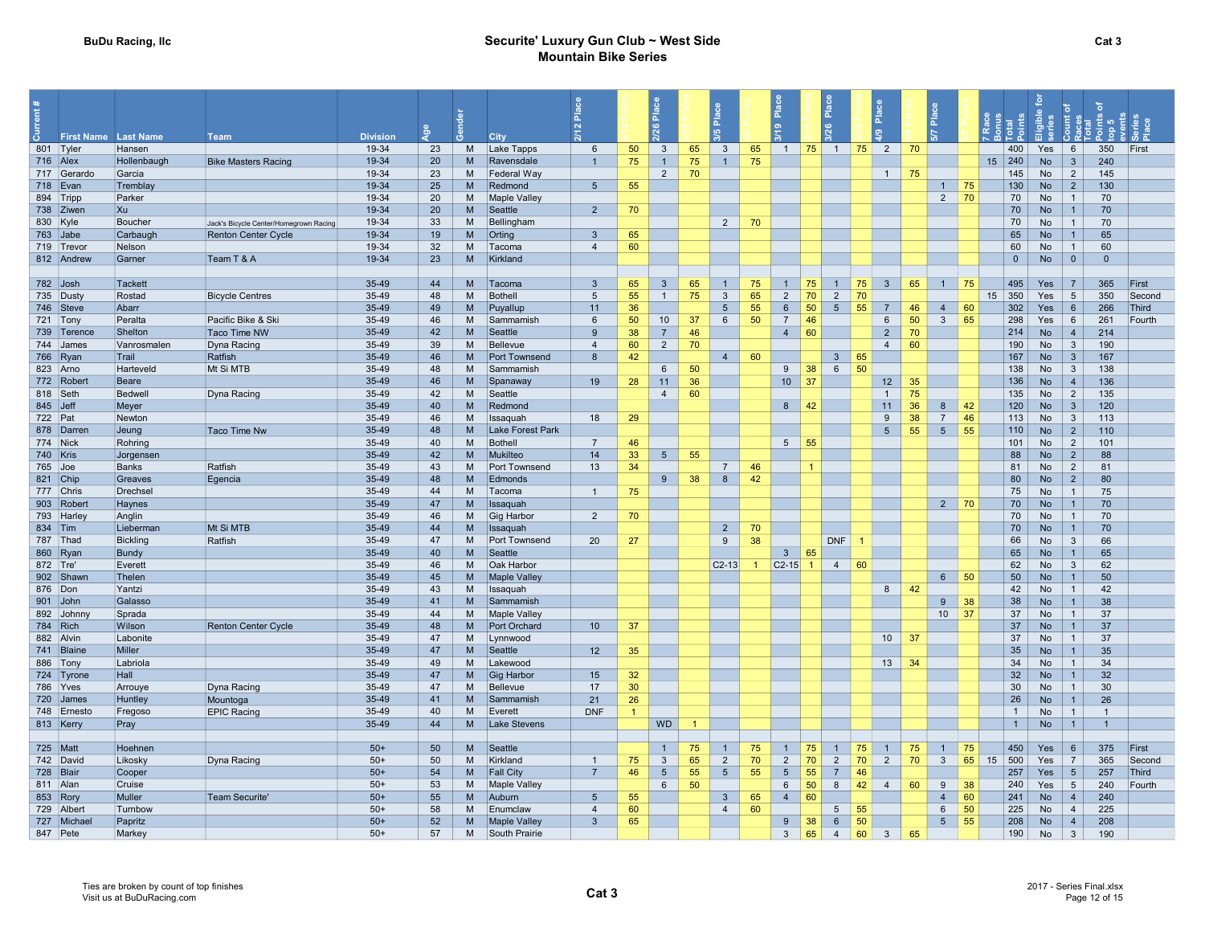BuDu Racing, llc

# Securite' Luxury Gun Club ~ West Side
## Mountain Bike Series

Cat 3

| Current # | First Name | Last Name | Team | Division | Age | Gender | City | 2/12 Place | 2/12 Points | 2/26 Place | 2/26 Points | 3/5 Place | 3/5 Points | 3/19 Place | 3/19 Points | 3/26 Place | 3/26 Points | 4/9 Place | 4/9 Points | 5/7 Place | 5/7 Points | 7 Race Bonus | Total Points | Eligible for series | Count of Races | Total Points of top 5 events | Series Place |
|---|---|---|---|---|---|---|---|---|---|---|---|---|---|---|---|---|---|---|---|---|---|---|---|---|---|---|---|
| 801 | Tyler | Hansen | | 19-34 | 23 | M | Lake Tapps | 6 | 50 | 3 | 65 | 3 | 65 | 1 | 75 | 1 | 75 | 2 | 70 | | | | 400 | Yes | 6 | 350 | First |
| 716 | Alex | Hollenbaugh | Bike Masters Racing | 19-34 | 20 | M | Ravensdale | 1 | 75 | 1 | 75 | 1 | 75 | | | | | | | | | 15 | 240 | No | 3 | 240 | |
| 717 | Gerardo | Garcia | | 19-34 | 23 | M | Federal Way | | | 2 | 70 | | | | | | | 1 | 75 | | | | 145 | No | 2 | 145 | |
| 718 | Evan | Tremblay | | 19-34 | 25 | M | Redmond | 5 | 55 | | | | | | | | | | | 1 | 75 | | 130 | No | 2 | 130 | |
| 894 | Tripp | Parker | | 19-34 | 20 | M | Maple Valley | | | | | | | | | | | | | 2 | 70 | | 70 | No | 1 | 70 | |
| 738 | Ziwen | Xu | | 19-34 | 20 | M | Seattle | 2 | 70 | | | | | | | | | | | | | | 70 | No | 1 | 70 | |
| 830 | Kyle | Boucher | Jack's Bicycle Center/Homegrown Racing | 19-34 | 33 | M | Bellingham | | | | | 2 | 70 | | | | | | | | | | 70 | No | 1 | 70 | |
| 763 | Jabe | Carbaugh | Renton Center Cycle | 19-34 | 19 | M | Orting | 3 | 65 | | | | | | | | | | | | | | 65 | No | 1 | 65 | |
| 719 | Trevor | Nelson | | 19-34 | 32 | M | Tacoma | 4 | 60 | | | | | | | | | | | | | | 60 | No | 1 | 60 | |
| 812 | Andrew | Garner | Team T & A | 19-34 | 23 | M | Kirkland | | | | | | | | | | | | | | | | 0 | No | 0 | 0 | |
| | | | | | | | | | | | | | | | | | | | | | | | | | | | |
| 782 | Josh | Tackett | | 35-49 | 44 | M | Tacoma | 3 | 65 | 3 | 65 | 1 | 75 | 1 | 75 | 1 | 75 | 3 | 65 | 1 | 75 | | 495 | Yes | 7 | 365 | First |
| 735 | Dusty | Rostad | Bicycle Centres | 35-49 | 48 | M | Bothell | 5 | 55 | 1 | 75 | 3 | 65 | 2 | 70 | 2 | 70 | | | | | 15 | 350 | Yes | 5 | 350 | Second |
| 746 | Steve | Abarr | | 35-49 | 49 | M | Puyallup | 11 | 36 | | | 5 | 55 | 6 | 50 | 5 | 55 | 7 | 46 | 4 | 60 | | 302 | Yes | 6 | 266 | Third |
| 721 | Tony | Peralta | Pacific Bike & Ski | 35-49 | 46 | M | Sammamish | 6 | 50 | 10 | 37 | 6 | 50 | 7 | 46 | | | 6 | 50 | 3 | 65 | | 298 | Yes | 6 | 261 | Fourth |
| 739 | Terence | Shelton | Taco Time NW | 35-49 | 42 | M | Seattle | 9 | 38 | 7 | 46 | | | 4 | 60 | | | 2 | 70 | | | | 214 | No | 4 | 214 | |
| 744 | James | Vanrosmalen | Dyna Racing | 35-49 | 39 | M | Bellevue | 4 | 60 | 2 | 70 | | | | | | | 4 | 60 | | | | 190 | No | 3 | 190 | |
| 766 | Ryan | Trail | Ratfish | 35-49 | 46 | M | Port Townsend | 8 | 42 | | | 4 | 60 | | | 3 | 65 | | | | | | 167 | No | 3 | 167 | |
| 823 | Arno | Harteveld | Mt Si MTB | 35-49 | 48 | M | Sammamish | | | 6 | 50 | | | 9 | 38 | 6 | 50 | | | | | | 138 | No | 3 | 138 | |
| 772 | Robert | Beare | | 35-49 | 46 | M | Spanaway | 19 | 28 | 11 | 36 | | | 10 | 37 | | | 12 | 35 | | | | 136 | No | 4 | 136 | |
| 818 | Seth | Bedwell | Dyna Racing | 35-49 | 42 | M | Seattle | | | 4 | 60 | | | | | | | 1 | 75 | | | | 135 | No | 2 | 135 | |
| 845 | Jeff | Meyer | | 35-49 | 40 | M | Redmond | | | | | | | 8 | 42 | | | 11 | 36 | 8 | 42 | | 120 | No | 3 | 120 | |
| 722 | Pat | Newton | | 35-49 | 46 | M | Issaquah | 18 | 29 | | | | | | | | | 9 | 38 | 7 | 46 | | 113 | No | 3 | 113 | |
| 878 | Darren | Jeung | Taco Time Nw | 35-49 | 48 | M | Lake Forest Park | | | | | | | | | | | 5 | 55 | 5 | 55 | | 110 | No | 2 | 110 | |
| 774 | Nick | Rohring | | 35-49 | 40 | M | Bothell | 7 | 46 | | | | | 5 | 55 | | | | | | | | 101 | No | 2 | 101 | |
| 740 | Kris | Jorgensen | | 35-49 | 42 | M | Mukilteo | 14 | 33 | 5 | 55 | | | | | | | | | | | | 88 | No | 2 | 88 | |
| 765 | Joe | Banks | Ratfish | 35-49 | 43 | M | Port Townsend | 13 | 34 | | | 7 | 46 | | 1 | | | | | | | | 81 | No | 2 | 81 | |
| 821 | Chip | Greaves | Egencia | 35-49 | 48 | M | Edmonds | | | 9 | 38 | 8 | 42 | | | | | | | | | | 80 | No | 2 | 80 | |
| 777 | Chris | Drechsel | | 35-49 | 44 | M | Tacoma | 1 | 75 | | | | | | | | | | | | | | 75 | No | 1 | 75 | |
| 903 | Robert | Haynes | | 35-49 | 47 | M | Issaquah | | | | | | | | | | | | | 2 | 70 | | 70 | No | 1 | 70 | |
| 793 | Harley | Anglin | | 35-49 | 46 | M | Gig Harbor | 2 | 70 | | | | | | | | | | | | | | 70 | No | 1 | 70 | |
| 834 | Tim | Lieberman | Mt Si MTB | 35-49 | 44 | M | Issaquah | | | | | 2 | 70 | | | | | | | | | | 70 | No | 1 | 70 | |
| 787 | Thad | Bickling | Ratfish | 35-49 | 47 | M | Port Townsend | 20 | 27 | | | 9 | 38 | | | DNF | 1 | | | | | | 66 | No | 3 | 66 | |
| 860 | Ryan | Bundy | | 35-49 | 40 | M | Seattle | | | | | | | 3 | 65 | | | | | | | | 65 | No | 1 | 65 | |
| 872 | Tre' | Everett | | 35-49 | 46 | M | Oak Harbor | | | | | C2-13 | 1 | C2-15 | 1 | 4 | 60 | | | | | | 62 | No | 3 | 62 | |
| 902 | Shawn | Thelen | | 35-49 | 45 | M | Maple Valley | | | | | | | | | | | | | 6 | 50 | | 50 | No | 1 | 50 | |
| 876 | Don | Yantzi | | 35-49 | 43 | M | Issaquah | | | | | | | | | | | 8 | 42 | | | | 42 | No | 1 | 42 | |
| 901 | John | Galasso | | 35-49 | 41 | M | Sammamish | | | | | | | | | | | | | 9 | 38 | | 38 | No | 1 | 38 | |
| 892 | Johnny | Sprada | | 35-49 | 44 | M | Maple Valley | | | | | | | | | | | | | 10 | 37 | | 37 | No | 1 | 37 | |
| 784 | Rich | Wilson | Renton Center Cycle | 35-49 | 48 | M | Port Orchard | 10 | 37 | | | | | | | | | | | | | | 37 | No | 1 | 37 | |
| 882 | Alvin | Labonite | | 35-49 | 47 | M | Lynnwood | | | | | | | | | | | 10 | 37 | | | | 37 | No | 1 | 37 | |
| 741 | Blaine | Miller | | 35-49 | 47 | M | Seattle | 12 | 35 | | | | | | | | | | | | | | 35 | No | 1 | 35 | |
| 886 | Tony | Labriola | | 35-49 | 49 | M | Lakewood | | | | | | | | | | | 13 | 34 | | | | 34 | No | 1 | 34 | |
| 724 | Tyrone | Hall | | 35-49 | 47 | M | Gig Harbor | 15 | 32 | | | | | | | | | | | | | | 32 | No | 1 | 32 | |
| 786 | Yves | Arrouye | Dyna Racing | 35-49 | 47 | M | Bellevue | 17 | 30 | | | | | | | | | | | | | | 30 | No | 1 | 30 | |
| 720 | James | Huntley | Mountoga | 35-49 | 41 | M | Sammamish | 21 | 26 | | | | | | | | | | | | | | 26 | No | 1 | 26 | |
| 748 | Ernesto | Fregoso | EPIC Racing | 35-49 | 40 | M | Everett | DNF | 1 | | | | | | | | | | | | | | 1 | No | 1 | 1 | |
| 813 | Kerry | Pray | | 35-49 | 44 | M | Lake Stevens | | | WD | 1 | | | | | | | | | | | | 1 | No | 1 | 1 | |
| | | | | | | | | | | | | | | | | | | | | | | | | | | | |
| 725 | Matt | Hoehnen | | 50+ | 50 | M | Seattle | | | 1 | 75 | 1 | 75 | 1 | 75 | 1 | 75 | 1 | 75 | 1 | 75 | | 450 | Yes | 6 | 375 | First |
| 742 | David | Likosky | Dyna Racing | 50+ | 50 | M | Kirkland | 1 | 75 | 3 | 65 | 2 | 70 | 2 | 70 | 2 | 70 | 2 | 70 | 3 | 65 | 15 | 500 | Yes | 7 | 365 | Second |
| 728 | Blair | Cooper | | 50+ | 54 | M | Fall City | 7 | 46 | 5 | 55 | 5 | 55 | 5 | 55 | 7 | 46 | | | | | | 257 | Yes | 5 | 257 | Third |
| 811 | Alan | Cruise | | 50+ | 53 | M | Maple Valley | | | 6 | 50 | | | 6 | 50 | 8 | 42 | 4 | 60 | 9 | 38 | | 240 | Yes | 5 | 240 | Fourth |
| 853 | Rory | Muller | Team Securite' | 50+ | 55 | M | Auburn | 5 | 55 | | | 3 | 65 | 4 | 60 | | | | | 4 | 60 | | 241 | No | 4 | 240 | |
| 729 | Albert | Turnbow | | 50+ | 58 | M | Enumclaw | 4 | 60 | | | 4 | 60 | | | 5 | 55 | | | 6 | 50 | | 225 | No | 4 | 225 | |
| 727 | Michael | Papritz | | 50+ | 52 | M | Maple Valley | 3 | 65 | | | | | 9 | 38 | 6 | 50 | | | 5 | 55 | | 208 | No | 4 | 208 | |
| 847 | Pete | Markey | | 50+ | 57 | M | South Prairie | | | | | | | 3 | 65 | 4 | 60 | 3 | 65 | | | | 190 | No | 3 | 190 | |

Ties are broken by count of top finishes
Visit us at BuDuRacing.com

Cat 3

2017 - Series Final.xlsx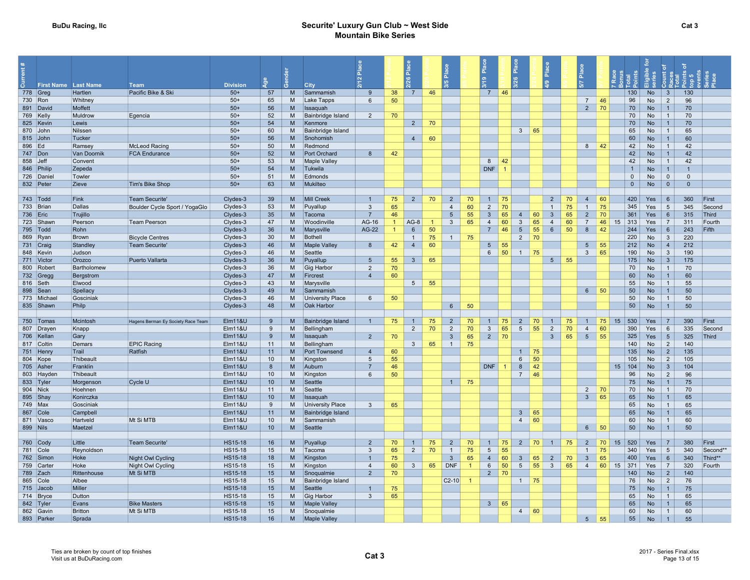**BuDu Racing, llc**

# Securite' Luxury Gun Club ~ West Side Mountain Bike Series

**Cat 3**

| Current # | First Name | Last Name | Team | Division | Age | Gender | City | 2/12 Place | 2/12 Points | 2/26 Place | 2/26 Points | 3/5 Place | 3/5 Points | 3/19 Place | 3/19 Points | 3/26 Place | 3/26 Points | 4/9 Place | 4/9 Points | 5/7 Place | 5/7 Points | 7 Race Bonus | Total Points | Eligible for series | Count of Races | Total Points of top 5 events | Series Place |
|---|---|---|---|---|---|---|---|---|---|---|---|---|---|---|---|---|---|---|---|---|---|---|---|---|---|---|---|
| 778 | Greg | Hartlen | Pacific Bike & Ski | 50+ | 57 | M | Sammamish | 9 | 38 | 7 | 46 | | | 7 | 46 | | | | | | | | 130 | No | 3 | 130 | |
| 730 | Ron | Whitney | | 50+ | 65 | M | Lake Tapps | 6 | 50 | | | | | | | | | | | 7 | 46 | | 96 | No | 2 | 96 | |
| 891 | David | Moffett | | 50+ | 56 | M | Issaquah | | | | | | | | | | | | | 2 | 70 | | 70 | No | 1 | 70 | |
| 769 | Kelly | Muldrow | Egencia | 50+ | 52 | M | Bainbridge Island | 2 | 70 | | | | | | | | | | | | | | 70 | No | 1 | 70 | |
| 825 | Kevin | Lewis | | 50+ | 54 | M | Kenmore | | | 2 | 70 | | | | | | | | | | | | 70 | No | 1 | 70 | |
| 870 | John | Nilssen | | 50+ | 60 | M | Bainbridge Island | | | | | | | | | 3 | 65 | | | | | | 65 | No | 1 | 65 | |
| 815 | John | Tucker | | 50+ | 56 | M | Snohomish | | | 4 | 60 | | | | | | | | | | | | 60 | No | 1 | 60 | |
| 896 | Ed | Ramsey | McLeod Racing | 50+ | 50 | M | Redmond | | | | | | | | | | | | | 8 | 42 | | 42 | No | 1 | 42 | |
| 747 | Don | Van Doornik | FCA Endurance | 50+ | 52 | M | Port Orchard | 8 | 42 | | | | | | | | | | | | | | 42 | No | 1 | 42 | |
| 858 | Jeff | Convent | | 50+ | 53 | M | Maple Valley | | | | | | | 8 | 42 | | | | | | | | 42 | No | 1 | 42 | |
| 846 | Philip | Zepeda | | 50+ | 54 | M | Tukwila | | | | | | | DNF | 1 | | | | | | | | 1 | No | 1 | 1 | |
| 726 | Daniel | Towler | | 50+ | 51 | M | Edmonds | | | | | | | | | | | | | | | | 0 | No | 0 | 0 | |
| 832 | Peter | Zieve | Tim's Bike Shop | 50+ | 63 | M | Mukilteo | | | | | | | | | | | | | | | | 0 | No | 0 | 0 | |
| | | | | | | | | | | | | | | | | | | | | | | | | | | | |
| 743 | Todd | Fink | Team Securite' | Clydes-3 | 39 | M | Mill Creek | 1 | 75 | 2 | 70 | 2 | 70 | 1 | 75 | | | 2 | 70 | 4 | 60 | | 420 | Yes | 6 | 360 | First |
| 733 | Brian | Dallas | Boulder Cycle Sport / YogaGlo | Clydes-3 | 53 | M | Puyallup | 3 | 65 | | | 4 | 60 | 2 | 70 | | | 1 | 75 | 1 | 75 | | 345 | Yes | 5 | 345 | Second |
| 736 | Eric | Trujillo | | Clydes-3 | 35 | M | Tacoma | 7 | 46 | | | 5 | 55 | 3 | 65 | 4 | 60 | 3 | 65 | 2 | 70 | | 361 | Yes | 6 | 315 | Third |
| 723 | Shawn | Peerson | Team Peerson | Clydes-3 | 47 | M | Woodinville | AG-16 | 1 | AG-8 | 1 | 3 | 65 | 4 | 60 | 3 | 65 | 4 | 60 | 7 | 46 | 15 | 313 | Yes | 7 | 311 | Fourth |
| 795 | Todd | Rohn | | Clydes-3 | 36 | M | Marysville | AG-22 | 1 | 6 | 50 | | | 7 | 46 | 5 | 55 | 6 | 50 | 8 | 42 | | 244 | Yes | 6 | 243 | Fifth |
| 869 | Ryan | Brown | Bicycle Centres | Clydes-3 | 30 | M | Bothell | | | 1 | 75 | 1 | 75 | | | 2 | 70 | | | | | | 220 | No | 3 | 220 | |
| 731 | Craig | Standley | Team Securite' | Clydes-3 | 46 | M | Maple Valley | 8 | 42 | 4 | 60 | | | 5 | 55 | | | | | 5 | 55 | | 212 | No | 4 | 212 | |
| 848 | Kevin | Judson | | Clydes-3 | 46 | M | Seattle | | | | | | | 6 | 50 | 1 | 75 | | | 3 | 65 | | 190 | No | 3 | 190 | |
| 771 | Victor | Orozco | Puerto Vallarta | Clydes-3 | 36 | M | Puyallup | 5 | 55 | 3 | 65 | | | | | | | 5 | 55 | | | | 175 | No | 3 | 175 | |
| 800 | Robert | Bartholomew | | Clydes-3 | 36 | M | Gig Harbor | 2 | 70 | | | | | | | | | | | | | | 70 | No | 1 | 70 | |
| 732 | Gregg | Bergstrom | | Clydes-3 | 47 | M | Fircrest | 4 | 60 | | | | | | | | | | | | | | 60 | No | 1 | 60 | |
| 816 | Seth | Elwood | | Clydes-3 | 43 | M | Marysville | | | 5 | 55 | | | | | | | | | | | | 55 | No | 1 | 55 | |
| 898 | Sean | Spellacy | | Clydes-3 | 49 | M | Sammamish | | | | | | | | | | | | | 6 | 50 | | 50 | No | 1 | 50 | |
| 773 | Michael | Gosciniak | | Clydes-3 | 46 | M | University Place | 6 | 50 | | | | | | | | | | | | | | 50 | No | 1 | 50 | |
| 835 | Shawn | Philp | | Clydes-3 | 48 | M | Oak Harbor | | | | | 6 | 50 | | | | | | | | | | 50 | No | 1 | 50 | |
| | | | | | | | | | | | | | | | | | | | | | | | | | | | |
| 750 | Tomas | Mcintosh | Hagens Berman Ey Society Race Team | Elm11&U | 9 | M | Bainbridge Island | 1 | 75 | 1 | 75 | 2 | 70 | 1 | 75 | 2 | 70 | 1 | 75 | 1 | 75 | 15 | 530 | Yes | 7 | 390 | First |
| 807 | Drayen | Knapp | | Elm11&U | 9 | M | Bellingham | | | 2 | 70 | 2 | 70 | 3 | 65 | 5 | 55 | 2 | 70 | 4 | 60 | | 390 | Yes | 6 | 335 | Second |
| 706 | Kellan | Gary | | Elm11&U | 9 | M | Issaquah | 2 | 70 | | | 3 | 65 | 2 | 70 | | | 3 | 65 | 5 | 55 | | 325 | Yes | 5 | 325 | Third |
| 817 | Coltin | Demars | EPIC Racing | Elm11&U | 11 | M | Bellingham | | | 3 | 65 | 1 | 75 | | | | | | | | | | 140 | No | 2 | 140 | |
| 751 | Henry | Trail | Ratfish | Elm11&U | 11 | M | Port Townsend | 4 | 60 | | | | | | | 1 | 75 | | | | | | 135 | No | 2 | 135 | |
| 804 | Kope | Thibeault | | Elm11&U | 10 | M | Kingston | 5 | 55 | | | | | | | 6 | 50 | | | | | | 105 | No | 2 | 105 | |
| 705 | Asher | Franklin | | Elm11&U | 8 | M | Auburn | 7 | 46 | | | | | DNF | 1 | 8 | 42 | | | | | 15 | 104 | No | 3 | 104 | |
| 803 | Hayden | Thibeault | | Elm11&U | 10 | M | Kingston | 6 | 50 | | | | | | | 7 | 46 | | | | | | 96 | No | 2 | 96 | |
| 833 | Tyler | Morgenson | Cycle U | Elm11&U | 10 | M | Seattle | | | | | 1 | 75 | | | | | | | | | | 75 | No | 1 | 75 | |
| 904 | Nick | Hoehnen | | Elm11&U | 11 | M | Seattle | | | | | | | | | | | | | 2 | 70 | | 70 | No | 1 | 70 | |
| 895 | Shay | Konirczka | | Elm11&U | 10 | M | Issaquah | | | | | | | | | | | | | 3 | 65 | | 65 | No | 1 | 65 | |
| 749 | Max | Gosciniak | | Elm11&U | 9 | M | University Place | 3 | 65 | | | | | | | | | | | | | | 65 | No | 1 | 65 | |
| 867 | Cole | Campbell | | Elm11&U | 11 | M | Bainbridge Island | | | | | | | | | 3 | 65 | | | | | | 65 | No | 1 | 65 | |
| 871 | Vasco | Hartveld | Mt Si MTB | Elm11&U | 10 | M | Sammamish | | | | | | | | | 4 | 60 | | | | | | 60 | No | 1 | 60 | |
| 899 | Nils | Maetzel | | Elm11&U | 10 | M | Seattle | | | | | | | | | | | | | 6 | 50 | | 50 | No | 1 | 50 | |
| | | | | | | | | | | | | | | | | | | | | | | | | | | | |
| 760 | Cody | Little | Team Securite' | HS15-18 | 16 | M | Puyallup | 2 | 70 | 1 | 75 | 2 | 70 | 1 | 75 | 2 | 70 | 1 | 75 | 2 | 70 | 15 | 520 | Yes | 7 | 380 | First |
| 781 | Cole | Reynoldson | | HS15-18 | 15 | M | Tacoma | 3 | 65 | 2 | 70 | 1 | 75 | 5 | 55 | | | | | 1 | 75 | | 340 | Yes | 5 | 340 | Second** |
| 762 | Simon | Hoke | Night Owl Cycling | HS15-18 | 18 | M | Kingston | 1 | 75 | | | 3 | 65 | 4 | 60 | 3 | 65 | 2 | 70 | 3 | 65 | | 400 | Yes | 6 | 340 | Third** |
| 759 | Carter | Hoke | Night Owl Cycling | HS15-18 | 15 | M | Kingston | 4 | 60 | 3 | 65 | DNF | 1 | 6 | 50 | 5 | 55 | 3 | 65 | 4 | 60 | 15 | 371 | Yes | 7 | 320 | Fourth |
| 789 | Zach | Rittenhouse | Mt Si MTB | HS15-18 | 15 | M | Snoqualmie | 2 | 70 | | | | | 2 | 70 | | | | | | | | 140 | No | 2 | 140 | |
| 865 | Cole | Albee | | HS15-18 | 15 | M | Bainbridge Island | | | | | C2-10 | 1 | | | 1 | 75 | | | | | | 76 | No | 2 | 76 | |
| 715 | Jacob | Miller | | HS15-18 | 15 | M | Seattle | 1 | 75 | | | | | | | | | | | | | | 75 | No | 1 | 75 | |
| 714 | Bryce | Dutton | | HS15-18 | 15 | M | Gig Harbor | 3 | 65 | | | | | | | | | | | | | | 65 | No | 1 | 65 | |
| 842 | Tyler | Evans | Bike Masters | HS15-18 | 15 | M | Maple Valley | | | | | | | 3 | 65 | | | | | | | | 65 | No | 1 | 65 | |
| 862 | Gavin | Britton | Mt Si MTB | HS15-18 | 15 | M | Snoqualmie | | | | | | | | | 4 | 60 | | | | | | 60 | No | 1 | 60 | |
| 893 | Parker | Sprada | | HS15-18 | 16 | M | Maple Valley | | | | | | | | | | | | | 5 | 55 | | 55 | No | 1 | 55 | |

Ties are broken by count of top finishes
Visit us at BuDuRacing.com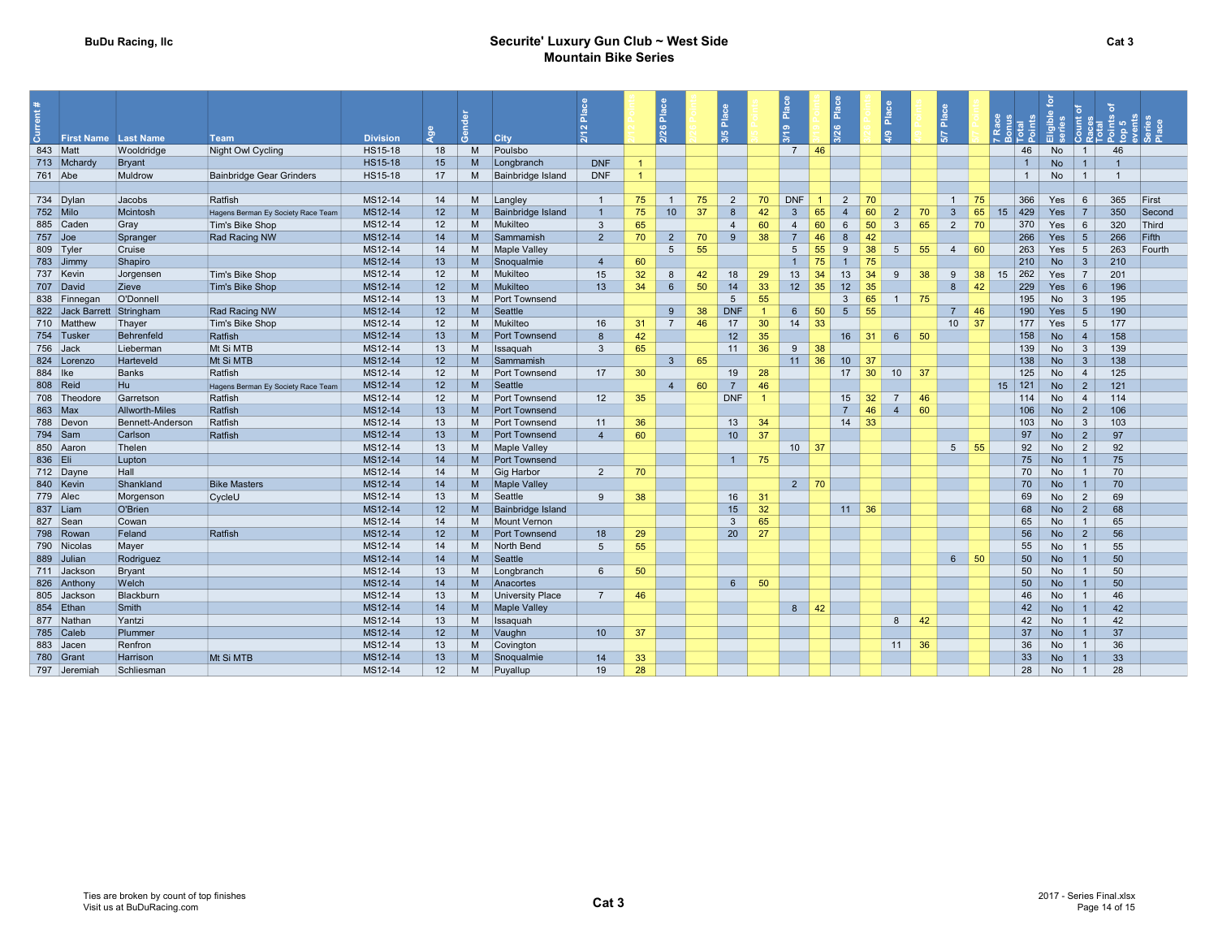BuDu Racing, llc

## Securite' Luxury Gun Club ~ West Side Mountain Bike Series

Cat 3

| Current # | First Name | Last Name | Team | Division | Age | Gender | City | 2/12 Place | 2/12 Points | 2/26 Place | 2/26 Points | 3/5 Place | 3/5 Points | 3/19 Place | 3/19 Points | 3/26 Place | 3/26 Points | 4/9 Place | 4/9 Points | 5/7 Place | 5/7 Points | 7 Race Bonus | Total Points | Eligible for series | Count of Races | Total Points of top 5 events | Series Place |
|---|---|---|---|---|---|---|---|---|---|---|---|---|---|---|---|---|---|---|---|---|---|---|---|---|---|---|---|
| 843 | Matt | Wooldridge | Night Owl Cycling | HS15-18 | 18 | M | Poulsbo | | | | | | | 7 | 46 | | | | | | | | 46 | No | 1 | 46 | |
| 713 | Mchardy | Bryant | | HS15-18 | 15 | M | Longbranch | DNF | 1 | | | | | | | | | | | | | | 1 | No | 1 | 1 | |
| 761 | Abe | Muldrow | Bainbridge Gear Grinders | HS15-18 | 17 | M | Bainbridge Island | DNF | 1 | | | | | | | | | | | | | | 1 | No | 1 | 1 | |
| | | | | | | | | | | | | | | | | | | | | | | | | | | | |
| 734 | Dylan | Jacobs | Ratfish | MS12-14 | 14 | M | Langley | 1 | 75 | 1 | 75 | 2 | 70 | DNF | 1 | 2 | 70 | | | 1 | 75 | | 366 | Yes | 6 | 365 | First |
| 752 | Milo | Mcintosh | Hagens Berman Ey Society Race Team | MS12-14 | 12 | M | Bainbridge Island | 1 | 75 | 10 | 37 | 8 | 42 | 3 | 65 | 4 | 60 | 2 | 70 | 3 | 65 | 15 | 429 | Yes | 7 | 350 | Second |
| 885 | Caden | Gray | Tim's Bike Shop | MS12-14 | 12 | M | Mukilteo | 3 | 65 | | | 4 | 60 | 4 | 60 | 6 | 50 | 3 | 65 | 2 | 70 | | 370 | Yes | 6 | 320 | Third |
| 757 | Joe | Spranger | Rad Racing NW | MS12-14 | 14 | M | Sammamish | 2 | 70 | 2 | 70 | 9 | 38 | 7 | 46 | 8 | 42 | | | | | | 266 | Yes | 5 | 266 | Fifth |
| 809 | Tyler | Cruise | | MS12-14 | 14 | M | Maple Valley | | | 5 | 55 | | | 5 | 55 | 9 | 38 | 5 | 55 | 4 | 60 | | 263 | Yes | 5 | 263 | Fourth |
| 783 | Jimmy | Shapiro | | MS12-14 | 13 | M | Snoqualmie | 4 | 60 | | | | | 1 | 75 | 1 | 75 | | | | | | 210 | No | 3 | 210 | |
| 737 | Kevin | Jorgensen | Tim's Bike Shop | MS12-14 | 12 | M | Mukilteo | 15 | 32 | 8 | 42 | 18 | 29 | 13 | 34 | 13 | 34 | 9 | 38 | 9 | 38 | 15 | 262 | Yes | 7 | 201 | |
| 707 | David | Zieve | Tim's Bike Shop | MS12-14 | 12 | M | Mukilteo | 13 | 34 | 6 | 50 | 14 | 33 | 12 | 35 | 12 | 35 | | | 8 | 42 | | 229 | Yes | 6 | 196 | |
| 838 | Finnegan | O'Donnell | | MS12-14 | 13 | M | Port Townsend | | | | | 5 | 55 | | | 3 | 65 | 1 | 75 | | | | 195 | No | 3 | 195 | |
| 822 | Jack Barrett | Stringham | Rad Racing NW | MS12-14 | 12 | M | Seattle | | | 9 | 38 | DNF | 1 | 6 | 50 | 5 | 55 | | | 7 | 46 | | 190 | Yes | 5 | 190 | |
| 710 | Matthew | Thayer | Tim's Bike Shop | MS12-14 | 12 | M | Mukilteo | 16 | 31 | 7 | 46 | 17 | 30 | 14 | 33 | | | | | 10 | 37 | | 177 | Yes | 5 | 177 | |
| 754 | Tusker | Behrenfeld | Ratfish | MS12-14 | 13 | M | Port Townsend | 8 | 42 | | | 12 | 35 | | | 16 | 31 | 6 | 50 | | | | 158 | No | 4 | 158 | |
| 756 | Jack | Lieberman | Mt Si MTB | MS12-14 | 13 | M | Issaquah | 3 | 65 | | | 11 | 36 | 9 | 38 | | | | | | | | 139 | No | 3 | 139 | |
| 824 | Lorenzo | Harteveld | Mt Si MTB | MS12-14 | 12 | M | Sammamish | | | 3 | 65 | | | 11 | 36 | 10 | 37 | | | | | | 138 | No | 3 | 138 | |
| 884 | Ike | Banks | Ratfish | MS12-14 | 12 | M | Port Townsend | 17 | 30 | | | 19 | 28 | | | 17 | 30 | 10 | 37 | | | | 125 | No | 4 | 125 | |
| 808 | Reid | Hu | Hagens Berman Ey Society Race Team | MS12-14 | 12 | M | Seattle | | | 4 | 60 | 7 | 46 | | | | | | | | | 15 | 121 | No | 2 | 121 | |
| 708 | Theodore | Garretson | Ratfish | MS12-14 | 12 | M | Port Townsend | 12 | 35 | | | DNF | 1 | | | 15 | 32 | 7 | 46 | | | | 114 | No | 4 | 114 | |
| 863 | Max | Allworth-Miles | Ratfish | MS12-14 | 13 | M | Port Townsend | | | | | | | | | 7 | 46 | 4 | 60 | | | | 106 | No | 2 | 106 | |
| 788 | Devon | Bennett-Anderson | Ratfish | MS12-14 | 13 | M | Port Townsend | 11 | 36 | | | 13 | 34 | | | 14 | 33 | | | | | | 103 | No | 3 | 103 | |
| 794 | Sam | Carlson | Ratfish | MS12-14 | 13 | M | Port Townsend | 4 | 60 | | | 10 | 37 | | | | | | | | | | 97 | No | 2 | 97 | |
| 850 | Aaron | Thelen | | MS12-14 | 13 | M | Maple Valley | | | | | | | 10 | 37 | | | | | 5 | 55 | | 92 | No | 2 | 92 | |
| 836 | Eli | Lupton | | MS12-14 | 14 | M | Port Townsend | | | | | 1 | 75 | | | | | | | | | | 75 | No | 1 | 75 | |
| 712 | Dayne | Hall | | MS12-14 | 14 | M | Gig Harbor | 2 | 70 | | | | | | | | | | | | | | 70 | No | 1 | 70 | |
| 840 | Kevin | Shankland | Bike Masters | MS12-14 | 14 | M | Maple Valley | | | | | | | 2 | 70 | | | | | | | | 70 | No | 1 | 70 | |
| 779 | Alec | Morgenson | CycleU | MS12-14 | 13 | M | Seattle | 9 | 38 | | | 16 | 31 | | | | | | | | | | 69 | No | 2 | 69 | |
| 837 | Liam | O'Brien | | MS12-14 | 12 | M | Bainbridge Island | | | | | 15 | 32 | | | 11 | 36 | | | | | | 68 | No | 2 | 68 | |
| 827 | Sean | Cowan | | MS12-14 | 14 | M | Mount Vernon | | | | | 3 | 65 | | | | | | | | | | 65 | No | 1 | 65 | |
| 798 | Rowan | Feland | Ratfish | MS12-14 | 12 | M | Port Townsend | 18 | 29 | | | 20 | 27 | | | | | | | | | | 56 | No | 2 | 56 | |
| 790 | Nicolas | Mayer | | MS12-14 | 14 | M | North Bend | 5 | 55 | | | | | | | | | | | | | | 55 | No | 1 | 55 | |
| 889 | Julian | Rodriguez | | MS12-14 | 14 | M | Seattle | | | | | | | | | | | | | 6 | 50 | | 50 | No | 1 | 50 | |
| 711 | Jackson | Bryant | | MS12-14 | 13 | M | Longbranch | 6 | 50 | | | | | | | | | | | | | | 50 | No | 1 | 50 | |
| 826 | Anthony | Welch | | MS12-14 | 14 | M | Anacortes | | | | | 6 | 50 | | | | | | | | | | 50 | No | 1 | 50 | |
| 805 | Jackson | Blackburn | | MS12-14 | 13 | M | University Place | 7 | 46 | | | | | | | | | | | | | | 46 | No | 1 | 46 | |
| 854 | Ethan | Smith | | MS12-14 | 14 | M | Maple Valley | | | | | | | 8 | 42 | | | | | | | | 42 | No | 1 | 42 | |
| 877 | Nathan | Yantzi | | MS12-14 | 13 | M | Issaquah | | | | | | | | | | | 8 | 42 | | | | 42 | No | 1 | 42 | |
| 785 | Caleb | Plummer | | MS12-14 | 12 | M | Vaughn | 10 | 37 | | | | | | | | | | | | | | 37 | No | 1 | 37 | |
| 883 | Jacen | Renfron | | MS12-14 | 13 | M | Covington | | | | | | | | | | | 11 | 36 | | | | 36 | No | 1 | 36 | |
| 780 | Grant | Harrison | Mt Si MTB | MS12-14 | 13 | M | Snoqualmie | 14 | 33 | | | | | | | | | | | | | | 33 | No | 1 | 33 | |
| 797 | Jeremiah | Schliesman | | MS12-14 | 12 | M | Puyallup | 19 | 28 | | | | | | | | | | | | | | 28 | No | 1 | 28 | |

Ties are broken by count of top finishes
Visit us at BuDuRacing.com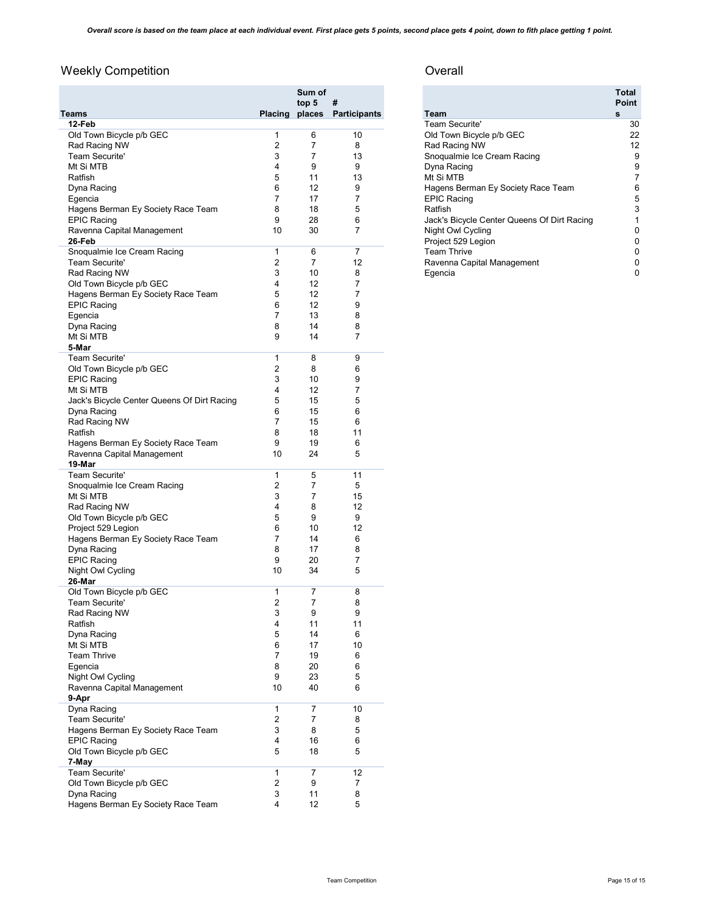*Overall score is based on the team place at each individual event. First place gets 5 points, second place gets 4 point, down to fith place getting 1 point.*

## Weekly Competition

| Teams | Placing | Sum of top 5 places | # Participants |
|---|---|---|---|
| **12-Feb** | | | |
| Old Town Bicycle p/b GEC | 1 | 6 | 10 |
| Rad Racing NW | 2 | 7 | 8 |
| Team Securite' | 3 | 7 | 13 |
| Mt Si MTB | 4 | 9 | 9 |
| Ratfish | 5 | 11 | 13 |
| Dyna Racing | 6 | 12 | 9 |
| Egencia | 7 | 17 | 7 |
| Hagens Berman Ey Society Race Team | 8 | 18 | 5 |
| EPIC Racing | 9 | 28 | 6 |
| Ravenna Capital Management | 10 | 30 | 7 |
| **26-Feb** | | | |
| Snoqualmie Ice Cream Racing | 1 | 6 | 7 |
| Team Securite' | 2 | 7 | 12 |
| Rad Racing NW | 3 | 10 | 8 |
| Old Town Bicycle p/b GEC | 4 | 12 | 7 |
| Hagens Berman Ey Society Race Team | 5 | 12 | 7 |
| EPIC Racing | 6 | 12 | 9 |
| Egencia | 7 | 13 | 8 |
| Dyna Racing | 8 | 14 | 8 |
| Mt Si MTB | 9 | 14 | 7 |
| **5-Mar** | | | |
| Team Securite' | 1 | 8 | 9 |
| Old Town Bicycle p/b GEC | 2 | 8 | 6 |
| EPIC Racing | 3 | 10 | 9 |
| Mt Si MTB | 4 | 12 | 7 |
| Jack's Bicycle Center Queens Of Dirt Racing | 5 | 15 | 5 |
| Dyna Racing | 6 | 15 | 6 |
| Rad Racing NW | 7 | 15 | 6 |
| Ratfish | 8 | 18 | 11 |
| Hagens Berman Ey Society Race Team | 9 | 19 | 6 |
| Ravenna Capital Management | 10 | 24 | 5 |
| **19-Mar** | | | |
| Team Securite' | 1 | 5 | 11 |
| Snoqualmie Ice Cream Racing | 2 | 7 | 5 |
| Mt Si MTB | 3 | 7 | 15 |
| Rad Racing NW | 4 | 8 | 12 |
| Old Town Bicycle p/b GEC | 5 | 9 | 9 |
| Project 529 Legion | 6 | 10 | 12 |
| Hagens Berman Ey Society Race Team | 7 | 14 | 6 |
| Dyna Racing | 8 | 17 | 8 |
| EPIC Racing | 9 | 20 | 7 |
| Night Owl Cycling | 10 | 34 | 5 |
| **26-Mar** | | | |
| Old Town Bicycle p/b GEC | 1 | 7 | 8 |
| Team Securite' | 2 | 7 | 8 |
| Rad Racing NW | 3 | 9 | 9 |
| Ratfish | 4 | 11 | 11 |
| Dyna Racing | 5 | 14 | 6 |
| Mt Si MTB | 6 | 17 | 10 |
| Team Thrive | 7 | 19 | 6 |
| Egencia | 8 | 20 | 6 |
| Night Owl Cycling | 9 | 23 | 5 |
| Ravenna Capital Management | 10 | 40 | 6 |
| **9-Apr** | | | |
| Dyna Racing | 1 | 7 | 10 |
| Team Securite' | 2 | 7 | 8 |
| Hagens Berman Ey Society Race Team | 3 | 8 | 5 |
| EPIC Racing | 4 | 16 | 6 |
| Old Town Bicycle p/b GEC | 5 | 18 | 5 |
| **7-May** | | | |
| Team Securite' | 1 | 7 | 12 |
| Old Town Bicycle p/b GEC | 2 | 9 | 7 |
| Dyna Racing | 3 | 11 | 8 |
| Hagens Berman Ey Society Race Team | 4 | 12 | 5 |

## Overall

| Team | Total Points |
|---|---|
| Team Securite' | 30 |
| Old Town Bicycle p/b GEC | 22 |
| Rad Racing NW | 12 |
| Snoqualmie Ice Cream Racing | 9 |
| Dyna Racing | 9 |
| Mt Si MTB | 7 |
| Hagens Berman Ey Society Race Team | 6 |
| EPIC Racing | 5 |
| Ratfish | 3 |
| Jack's Bicycle Center Queens Of Dirt Racing | 1 |
| Night Owl Cycling | 0 |
| Project 529 Legion | 0 |
| Team Thrive | 0 |
| Ravenna Capital Management | 0 |
| Egencia | 0 |